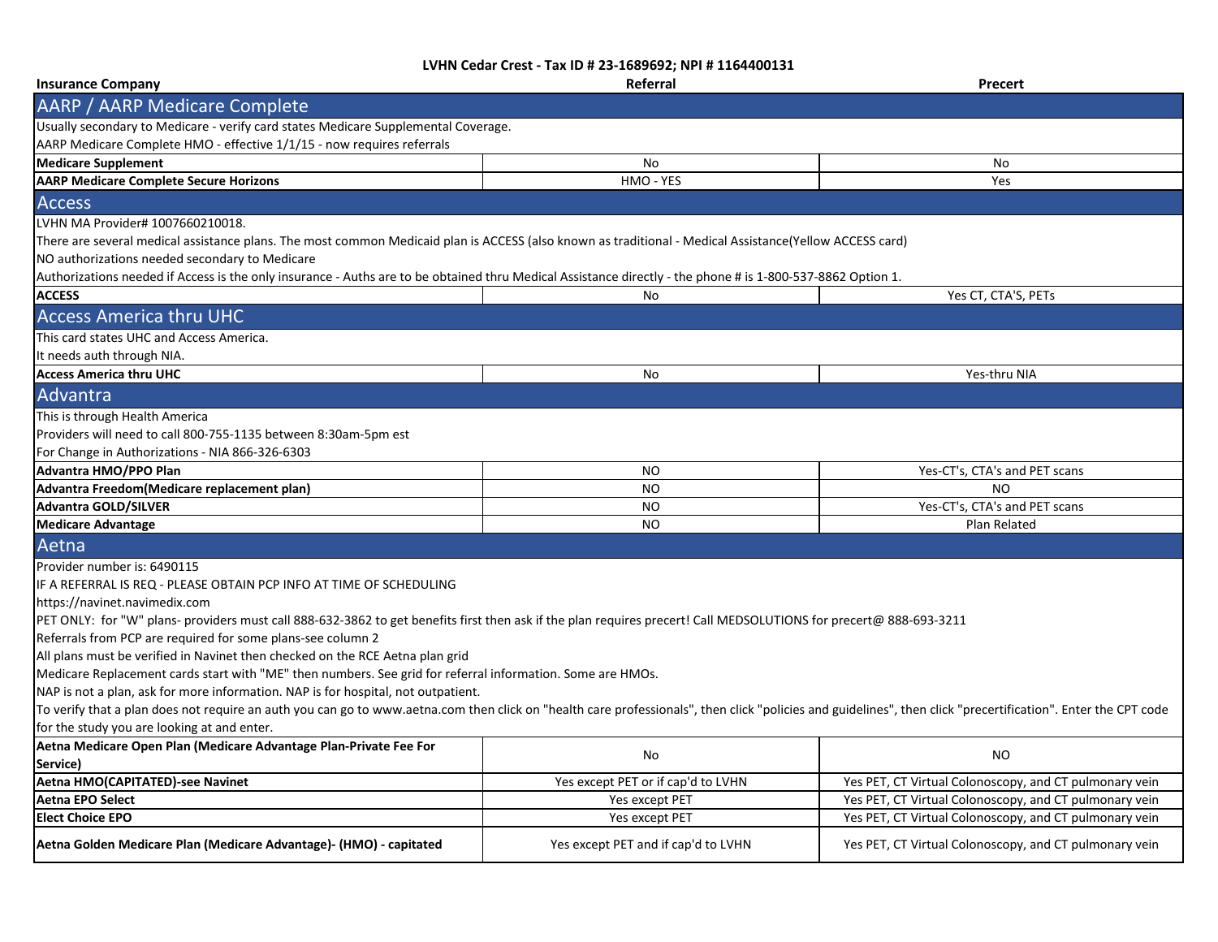**LVHN Cedar Crest - Tax ID # 23-1689692; NPI # 1164400131**

| Insurance Company | Referral | Precert |
|---|---|---|
| **AARP / AARP Medicare Complete** | | |
| Usually secondary to Medicare - verify card states Medicare Supplemental Coverage. | | |
| AARP Medicare Complete HMO - effective 1/1/15 - now requires referrals | | |
| **Medicare Supplement** | No | No |
| **AARP Medicare Complete Secure Horizons** | HMO - YES | Yes |
| **Access** | | |
| LVHN MA Provider# 1007660210018. | | |
| There are several medical assistance plans. The most common Medicaid plan is ACCESS (also known as traditional - Medical Assistance(Yellow ACCESS card) | | |
| NO authorizations needed secondary to Medicare | | |
| Authorizations needed if Access is the only insurance - Auths are to be obtained thru Medical Assistance directly - the phone # is 1-800-537-8862 Option 1. | | |
| **ACCESS** | No | Yes CT, CTA'S, PETs |
| **Access America thru UHC** | | |
| This card states UHC and Access America. | | |
| It needs auth through NIA. | | |
| **Access America thru UHC** | No | Yes-thru NIA |
| **Advantra** | | |
| This is through Health America | | |
| Providers will need to call 800-755-1135 between 8:30am-5pm est | | |
| For Change in Authorizations - NIA 866-326-6303 | | |
| **Advantra HMO/PPO Plan** | NO | Yes-CT's, CTA's and PET scans |
| **Advantra Freedom(Medicare replacement plan)** | NO | NO |
| **Advantra GOLD/SILVER** | NO | Yes-CT's, CTA's and PET scans |
| **Medicare Advantage** | NO | Plan Related |
| **Aetna** | | |
| Provider number is: 6490115 | | |
| IF A REFERRAL IS REQ - PLEASE OBTAIN PCP INFO AT TIME OF SCHEDULING | | |
| https://navinet.navimedix.com | | |
| PET ONLY: for "W" plans- providers must call 888-632-3862 to get benefits first then ask if the plan requires precert! Call MEDSOLUTIONS for precert@ 888-693-3211 | | |
| Referrals from PCP are required for some plans-see column 2 | | |
| All plans must be verified in Navinet then checked on the RCE Aetna plan grid | | |
| Medicare Replacement cards start with "ME" then numbers. See grid for referral information. Some are HMOs. | | |
| NAP is not a plan, ask for more information. NAP is for hospital, not outpatient. | | |
| To verify that a plan does not require an auth you can go to www.aetna.com then click on "health care professionals", then click "policies and guidelines", then click "precertification". Enter the CPT code for the study you are looking at and enter. | | |
| **Aetna Medicare Open Plan (Medicare Advantage Plan-Private Fee For Service)** | No | NO |
| **Aetna HMO(CAPITATED)-see Navinet** | Yes except PET or if cap'd to LVHN | Yes PET, CT Virtual Colonoscopy, and CT pulmonary vein |
| **Aetna EPO Select** | Yes except PET | Yes PET, CT Virtual Colonoscopy, and CT pulmonary vein |
| **Elect Choice EPO** | Yes except PET | Yes PET, CT Virtual Colonoscopy, and CT pulmonary vein |
| **Aetna Golden Medicare Plan (Medicare Advantage)- (HMO) - capitated** | Yes except PET and if cap'd to LVHN | Yes PET, CT Virtual Colonoscopy, and CT pulmonary vein |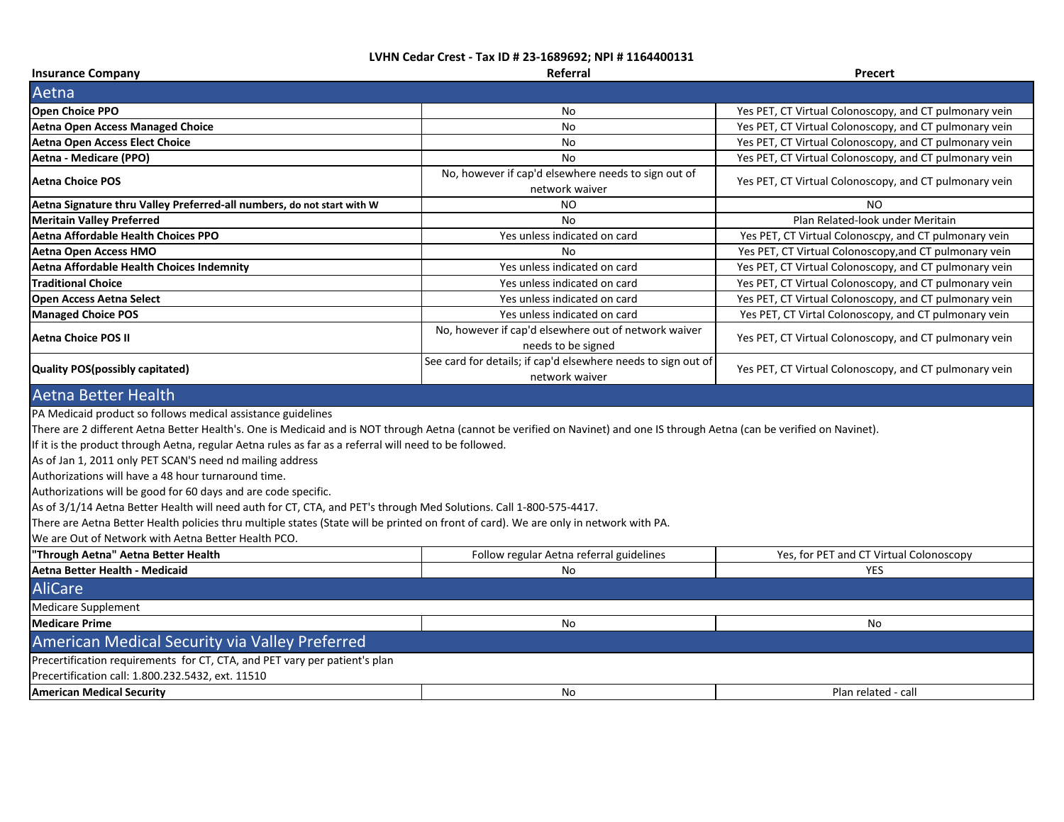**LVHN Cedar Crest - Tax ID # 23-1689692; NPI # 1164400131**

| Insurance Company | Referral | Precert |
|---|---|---|
| **Aetna** | | |
| **Open Choice PPO** | No | Yes PET, CT Virtual Colonoscopy, and CT pulmonary vein |
| **Aetna Open Access Managed Choice** | No | Yes PET, CT Virtual Colonoscopy, and CT pulmonary vein |
| **Aetna Open Access Elect Choice** | No | Yes PET, CT Virtual Colonoscopy, and CT pulmonary vein |
| **Aetna - Medicare (PPO)** | No | Yes PET, CT Virtual Colonoscopy, and CT pulmonary vein |
| **Aetna Choice POS** | No, however if cap'd elsewhere needs to sign out of network waiver | Yes PET, CT Virtual Colonoscopy, and CT pulmonary vein |
| **Aetna Signature thru Valley Preferred-all numbers, do not start with W** | NO | NO |
| **Meritain Valley Preferred** | No | Plan Related-look under Meritain |
| **Aetna Affordable Health Choices PPO** | Yes unless indicated on card | Yes PET, CT Virtual Colonoscpy, and CT pulmonary vein |
| **Aetna Open Access HMO** | No | Yes PET, CT Virtual Colonoscopy,and CT pulmonary vein |
| **Aetna Affordable Health Choices Indemnity** | Yes unless indicated on card | Yes PET, CT Virtual Colonoscopy, and CT pulmonary vein |
| **Traditional Choice** | Yes unless indicated on card | Yes PET, CT Virtual Colonoscopy, and CT pulmonary vein |
| **Open Access Aetna Select** | Yes unless indicated on card | Yes PET, CT Virtual Colonoscopy, and CT pulmonary vein |
| **Managed Choice POS** | Yes unless indicated on card | Yes PET, CT Virtal Colonoscopy, and CT pulmonary vein |
| **Aetna Choice POS II** | No, however if cap'd elsewhere out of network waiver needs to be signed | Yes PET, CT Virtual Colonoscopy, and CT pulmonary vein |
| **Quality POS(possibly capitated)** | See card for details; if cap'd elsewhere needs to sign out of network waiver | Yes PET, CT Virtual Colonoscopy, and CT pulmonary vein |
| **Aetna Better Health** | | |
| PA Medicaid product so follows medical assistance guidelines | | |
| There are 2 different Aetna Better Health's. One is Medicaid and is NOT through Aetna (cannot be verified on Navinet) and one IS through Aetna (can be verified on Navinet). | | |
| If it is the product through Aetna, regular Aetna rules as far as a referral will need to be followed. | | |
| As of Jan 1, 2011 only PET SCAN'S need nd mailing address | | |
| Authorizations will have a 48 hour turnaround time. | | |
| Authorizations will be good for 60 days and are code specific. | | |
| As of 3/1/14 Aetna Better Health will need auth for CT, CTA, and PET's through Med Solutions. Call 1-800-575-4417. | | |
| There are Aetna Better Health policies thru multiple states (State will be printed on front of card). We are only in network with PA. | | |
| We are Out of Network with Aetna Better Health PCO. | | |
| **"Through Aetna" Aetna Better Health** | Follow regular Aetna referral guidelines | Yes, for PET and CT Virtual Colonoscopy |
| **Aetna Better Health - Medicaid** | No | YES |
| **AliCare** | | |
| Medicare Supplement | | |
| **Medicare Prime** | No | No |
| **American Medical Security via Valley Preferred** | | |
| Precertification requirements for CT, CTA, and PET vary per patient's plan | | |
| Precertification call: 1.800.232.5432, ext. 11510 | | |
| **American Medical Security** | No | Plan related - call |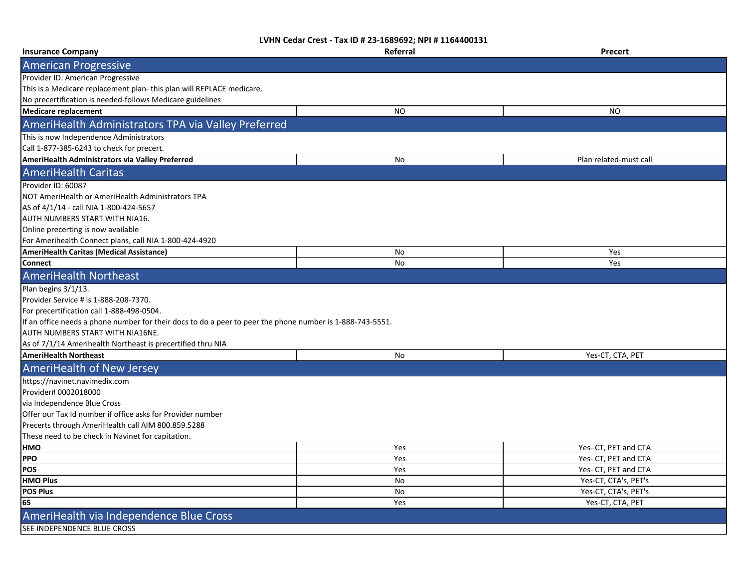**LVHN Cedar Crest - Tax ID # 23-1689692; NPI # 1164400131**

| Insurance Company | Referral | Precert |
|---|---|---|
| **American Progressive** | | |
| Provider ID: American Progressive | | |
| This is a Medicare replacement plan- this plan will REPLACE medicare. | | |
| No precertification is needed-follows Medicare guidelines | | |
| **Medicare replacement** | NO | NO |
| **AmeriHealth Administrators TPA via Valley Preferred** | | |
| This is now Independence Administrators | | |
| Call 1-877-385-6243 to check for precert. | | |
| **AmeriHealth Administrators via Valley Preferred** | No | Plan related-must call |
| **AmeriHealth Caritas** | | |
| Provider ID: 60087 | | |
| NOT AmeriHealth or AmeriHealth Administrators TPA | | |
| AS of 4/1/14 - call NIA 1-800-424-5657 | | |
| AUTH NUMBERS START WITH NIA16. | | |
| Online precerting is now available | | |
| For Amerihealth Connect plans, call NIA 1-800-424-4920 | | |
| **AmeriHealth Caritas (Medical Assistance)** | No | Yes |
| **Connect** | No | Yes |
| **AmeriHealth Northeast** | | |
| Plan begins 3/1/13. | | |
| Provider Service # is 1-888-208-7370. | | |
| For precertification call 1-888-498-0504. | | |
| If an office needs a phone number for their docs to do a peer to peer the phone number is 1-888-743-5551. | | |
| AUTH NUMBERS START WITH NIA16NE. | | |
| As of 7/1/14 Amerihealth Northeast is precertified thru NIA | | |
| **AmeriHealth Northeast** | No | Yes-CT, CTA, PET |
| **AmeriHealth of New Jersey** | | |
| https://navinet.navimedix.com | | |
| Provider# 0002018000 | | |
| via Independence Blue Cross | | |
| Offer our Tax Id number if office asks for Provider number | | |
| Precerts through AmeriHealth call AIM 800.859.5288 | | |
| These need to be check in Navinet for capitation. | | |
| **HMO** | Yes | Yes- CT, PET and CTA |
| **PPO** | Yes | Yes- CT, PET and CTA |
| **POS** | Yes | Yes- CT, PET and CTA |
| **HMO Plus** | No | Yes-CT, CTA's, PET's |
| **POS Plus** | No | Yes-CT, CTA's, PET's |
| **65** | Yes | Yes-CT, CTA, PET |
| **AmeriHealth via Independence Blue Cross** | | |
| SEE INDEPENDENCE BLUE CROSS | | |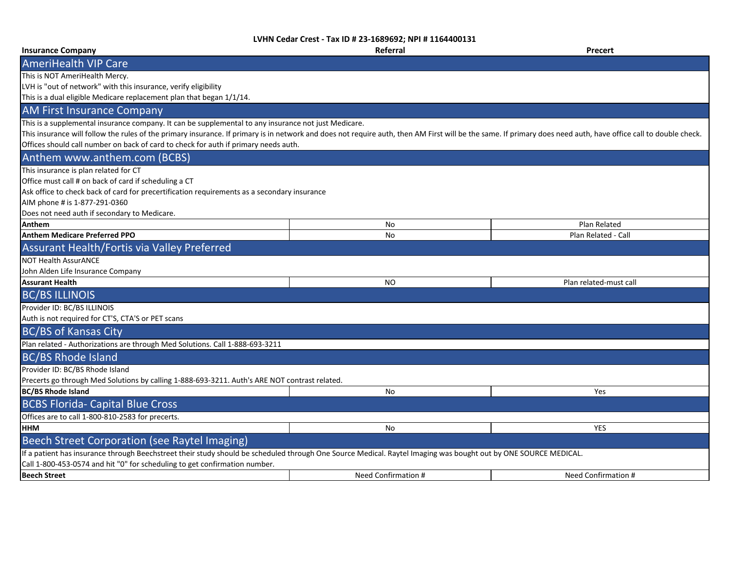**LVHN Cedar Crest - Tax ID # 23-1689692; NPI # 1164400131**

| Insurance Company | Referral | Precert |
|---|---|---|
| **AmeriHealth VIP Care** | | |
| This is NOT AmeriHealth Mercy. | | |
| LVH is "out of network" with this insurance, verify eligibility | | |
| This is a dual eligible Medicare replacement plan that began 1/1/14. | | |
| **AM First Insurance Company** | | |
| This is a supplemental insurance company. It can be supplemental to any insurance not just Medicare. | | |
| This insurance will follow the rules of the primary insurance. If primary is in network and does not require auth, then AM First will be the same. If primary does need auth, have office call to double check. | | |
| Offices should call number on back of card to check for auth if primary needs auth. | | |
| **Anthem www.anthem.com (BCBS)** | | |
| This insurance is plan related for CT | | |
| Office must call # on back of card if scheduling a CT | | |
| Ask office to check back of card for precertification requirements as a secondary insurance | | |
| AIM phone # is 1-877-291-0360 | | |
| Does not need auth if secondary to Medicare. | | |
| **Anthem** | No | Plan Related |
| **Anthem Medicare Preferred PPO** | No | Plan Related - Call |
| **Assurant Health/Fortis via Valley Preferred** | | |
| NOT Health AssurANCE | | |
| John Alden Life Insurance Company | | |
| **Assurant Health** | NO | Plan related-must call |
| **BC/BS ILLINOIS** | | |
| Provider ID: BC/BS ILLINOIS | | |
| Auth is not required for CT'S, CTA'S or PET scans | | |
| **BC/BS of Kansas City** | | |
| Plan related - Authorizations are through Med Solutions. Call 1-888-693-3211 | | |
| **BC/BS Rhode Island** | | |
| Provider ID: BC/BS Rhode Island | | |
| Precerts go through Med Solutions by calling 1-888-693-3211. Auth's ARE NOT contrast related. | | |
| **BC/BS Rhode Island** | No | Yes |
| **BCBS Florida- Capital Blue Cross** | | |
| Offices are to call 1-800-810-2583 for precerts. | | |
| **HHM** | No | YES |
| **Beech Street Corporation (see Raytel Imaging)** | | |
| If a patient has insurance through Beechstreet their study should be scheduled through One Source Medical. Raytel Imaging was bought out by ONE SOURCE MEDICAL. | | |
| Call 1-800-453-0574 and hit "0" for scheduling to get confirmation number. | | |
| **Beech Street** | Need Confirmation # | Need Confirmation # |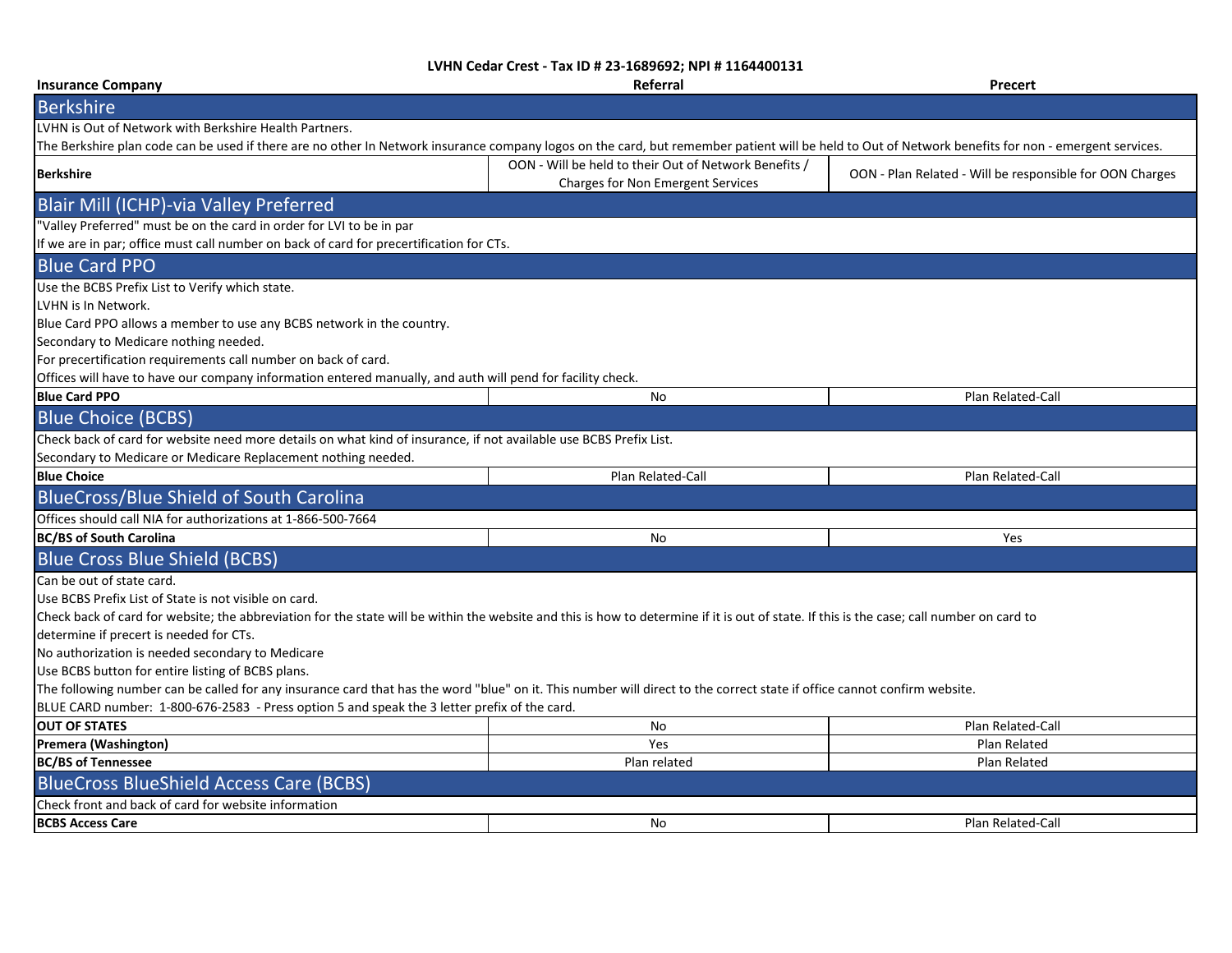**LVHN Cedar Crest - Tax ID # 23-1689692; NPI # 1164400131**

| Insurance Company | Referral | Precert |
|---|---|---|
| **Berkshire** | | |
| LVHN is Out of Network with Berkshire Health Partners. | | |
| The Berkshire plan code can be used if there are no other In Network insurance company logos on the card, but remember patient will be held to Out of Network benefits for non - emergent services. | | |
| **Berkshire** | OON - Will be held to their Out of Network Benefits / Charges for Non Emergent Services | OON - Plan Related - Will be responsible for OON Charges |
| **Blair Mill (ICHP)-via Valley Preferred** | | |
| "Valley Preferred" must be on the card in order for LVI to be in par | | |
| If we are in par; office must call number on back of card for precertification for CTs. | | |
| **Blue Card PPO** | | |
| Use the BCBS Prefix List to Verify which state. | | |
| LVHN is In Network. | | |
| Blue Card PPO allows a member to use any BCBS network in the country. | | |
| Secondary to Medicare nothing needed. | | |
| For precertification requirements call number on back of card. | | |
| Offices will have to have our company information entered manually, and auth will pend for facility check. | | |
| **Blue Card PPO** | No | Plan Related-Call |
| **Blue Choice (BCBS)** | | |
| Check back of card for website need more details on what kind of insurance, if not available use BCBS Prefix List. | | |
| Secondary to Medicare or Medicare Replacement nothing needed. | | |
| **Blue Choice** | Plan Related-Call | Plan Related-Call |
| **BlueCross/Blue Shield of South Carolina** | | |
| Offices should call NIA for authorizations at 1-866-500-7664 | | |
| **BC/BS of South Carolina** | No | Yes |
| **Blue Cross Blue Shield (BCBS)** | | |
| Can be out of state card. | | |
| Use BCBS Prefix List of State is not visible on card. | | |
| Check back of card for website; the abbreviation for the state will be within the website and this is how to determine if it is out of state. If this is the case; call number on card to determine if precert is needed for CTs. | | |
| No authorization is needed secondary to Medicare | | |
| Use BCBS button for entire listing of BCBS plans. | | |
| The following number can be called for any insurance card that has the word "blue" on it. This number will direct to the correct state if office cannot confirm website. | | |
| BLUE CARD number: 1-800-676-2583 - Press option 5 and speak the 3 letter prefix of the card. | | |
| **OUT OF STATES** | No | Plan Related-Call |
| **Premera (Washington)** | Yes | Plan Related |
| **BC/BS of Tennessee** | Plan related | Plan Related |
| **BlueCross BlueShield Access Care (BCBS)** | | |
| Check front and back of card for website information | | |
| **BCBS Access Care** | No | Plan Related-Call |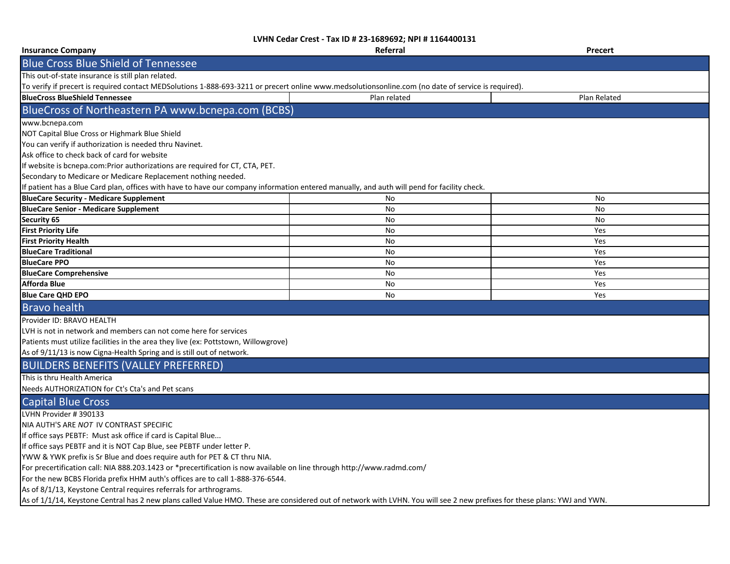**LVHN Cedar Crest - Tax ID # 23-1689692; NPI # 1164400131**

| Insurance Company | Referral | Precert |
|---|---|---|

## Blue Cross Blue Shield of Tennessee

This out-of-state insurance is still plan related.

To verify if precert is required contact MEDSolutions 1-888-693-3211 or precert online www.medsolutionsonline.com (no date of service is required).

| Insurance Company | Referral | Precert |
|---|---|---|
| **BlueCross BlueShield Tennessee** | Plan related | Plan Related |

## BlueCross of Northeastern PA www.bcnepa.com (BCBS)

www.bcnepa.com

NOT Capital Blue Cross or Highmark Blue Shield

You can verify if authorization is needed thru Navinet.

Ask office to check back of card for website

If website is bcnepa.com:Prior authorizations are required for CT, CTA, PET.

Secondary to Medicare or Medicare Replacement nothing needed.

If patient has a Blue Card plan, offices with have to have our company information entered manually, and auth will pend for facility check.

| Insurance Company | Referral | Precert |
|---|---|---|
| **BlueCare Security - Medicare Supplement** | No | No |
| **BlueCare Senior - Medicare Supplement** | No | No |
| **Security 65** | No | No |
| **First Priority Life** | No | Yes |
| **First Priority Health** | No | Yes |
| **BlueCare Traditional** | No | Yes |
| **BlueCare PPO** | No | Yes |
| **BlueCare Comprehensive** | No | Yes |
| **Afforda Blue** | No | Yes |
| **Blue Care QHD EPO** | No | Yes |

## Bravo health

Provider ID: BRAVO HEALTH

LVH is not in network and members can not come here for services

Patients must utilize facilities in the area they live (ex: Pottstown, Willowgrove)

As of 9/11/13 is now Cigna-Health Spring and is still out of network.

## BUILDERS BENEFITS (VALLEY PREFERRED)

This is thru Health America

Needs AUTHORIZATION for Ct's Cta's and Pet scans

## Capital Blue Cross

LVHN Provider # 390133

NIA AUTH'S ARE *NOT* IV CONTRAST SPECIFIC

If office says PEBTF: Must ask office if card is Capital Blue...

If office says PEBTF and it is NOT Cap Blue, see PEBTF under letter P.

YWW & YWK prefix is Sr Blue and does require auth for PET & CT thru NIA.

For precertification call: NIA 888.203.1423 or *precertification is now available on line through http://www.radmd.com/

For the new BCBS Florida prefix HHM auth's offices are to call 1-888-376-6544.

As of 8/1/13, Keystone Central requires referrals for arthrograms.

As of 1/1/14, Keystone Central has 2 new plans called Value HMO. These are considered out of network with LVHN. You will see 2 new prefixes for these plans: YWJ and YWN.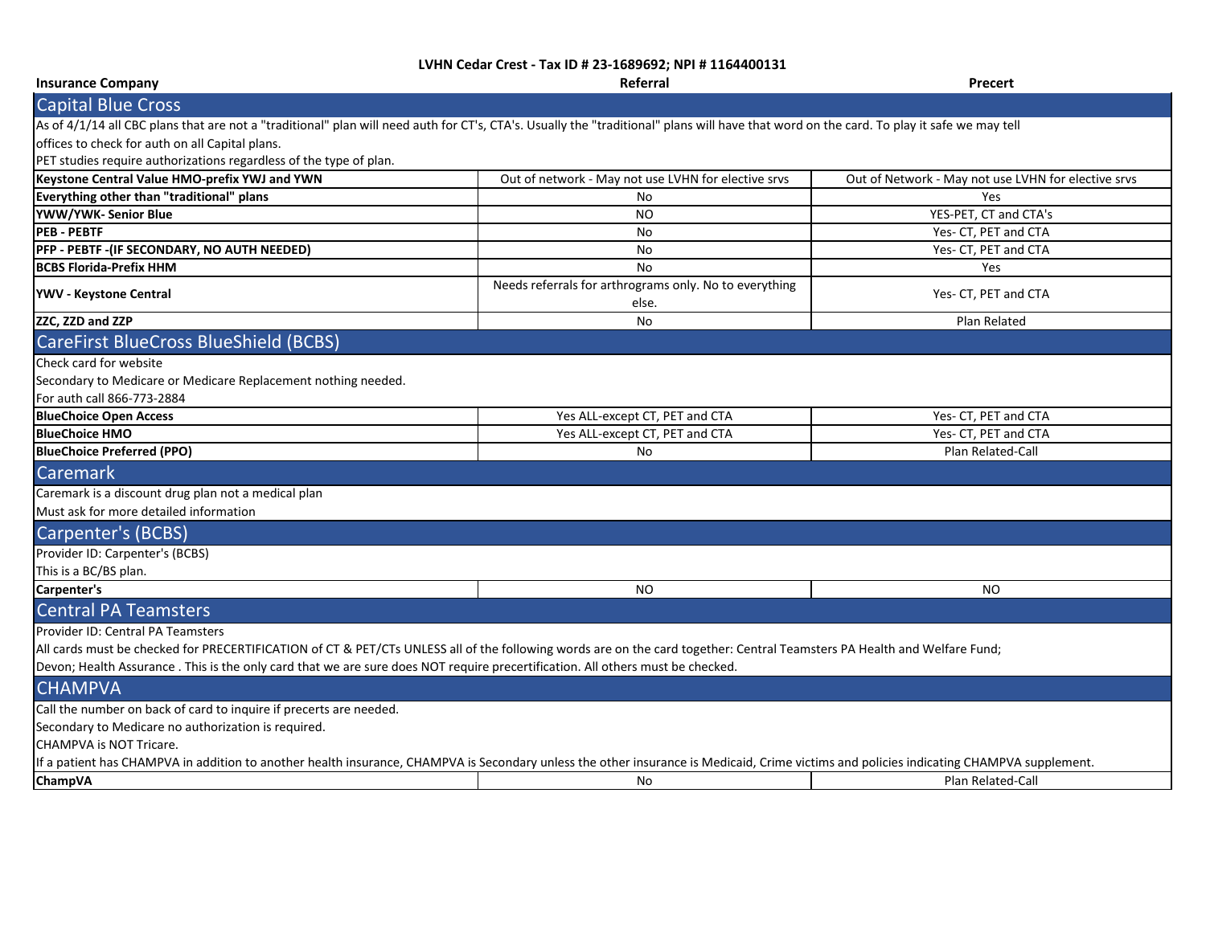**LVHN Cedar Crest - Tax ID # 23-1689692; NPI # 1164400131**

| Insurance Company | Referral | Precert |
| --- | --- | --- |

## Capital Blue Cross

As of 4/1/14 all CBC plans that are not a "traditional" plan will need auth for CT's, CTA's. Usually the "traditional" plans will have that word on the card. To play it safe we may tell offices to check for auth on all Capital plans.

PET studies require authorizations regardless of the type of plan.

| Insurance Company | Referral | Precert |
| --- | --- | --- |
| **Keystone Central Value HMO-prefix YWJ and YWN** | Out of network - May not use LVHN for elective srvs | Out of Network - May not use LVHN for elective srvs |
| **Everything other than "traditional" plans** | No | Yes |
| **YWW/YWK- Senior Blue** | NO | YES-PET, CT and CTA's |
| **PEB - PEBTF** | No | Yes- CT, PET and CTA |
| **PFP - PEBTF -(IF SECONDARY, NO AUTH NEEDED)** | No | Yes- CT, PET and CTA |
| **BCBS Florida-Prefix HHM** | No | Yes |
| **YWV - Keystone Central** | Needs referrals for arthrograms only. No to everything else. | Yes- CT, PET and CTA |
| **ZZC, ZZD and ZZP** | No | Plan Related |

## CareFirst BlueCross BlueShield (BCBS)

Check card for website

Secondary to Medicare or Medicare Replacement nothing needed.

For auth call 866-773-2884

| Insurance Company | Referral | Precert |
| --- | --- | --- |
| **BlueChoice Open Access** | Yes ALL-except CT, PET and CTA | Yes- CT, PET and CTA |
| **BlueChoice HMO** | Yes ALL-except CT, PET and CTA | Yes- CT, PET and CTA |
| **BlueChoice Preferred (PPO)** | No | Plan Related-Call |

## Caremark

Caremark is a discount drug plan not a medical plan

Must ask for more detailed information

## Carpenter's (BCBS)

Provider ID: Carpenter's (BCBS)

This is a BC/BS plan.

| Insurance Company | Referral | Precert |
| --- | --- | --- |
| **Carpenter's** | NO | NO |

## Central PA Teamsters

Provider ID: Central PA Teamsters

All cards must be checked for PRECERTIFICATION of CT & PET/CTs UNLESS all of the following words are on the card together: Central Teamsters PA Health and Welfare Fund; Devon; Health Assurance . This is the only card that we are sure does NOT require precertification. All others must be checked.

## CHAMPVA

Call the number on back of card to inquire if precerts are needed.

Secondary to Medicare no authorization is required.

CHAMPVA is NOT Tricare.

If a patient has CHAMPVA in addition to another health insurance, CHAMPVA is Secondary unless the other insurance is Medicaid, Crime victims and policies indicating CHAMPVA supplement.

| Insurance Company | Referral | Precert |
| --- | --- | --- |
| **ChampVA** | No | Plan Related-Call |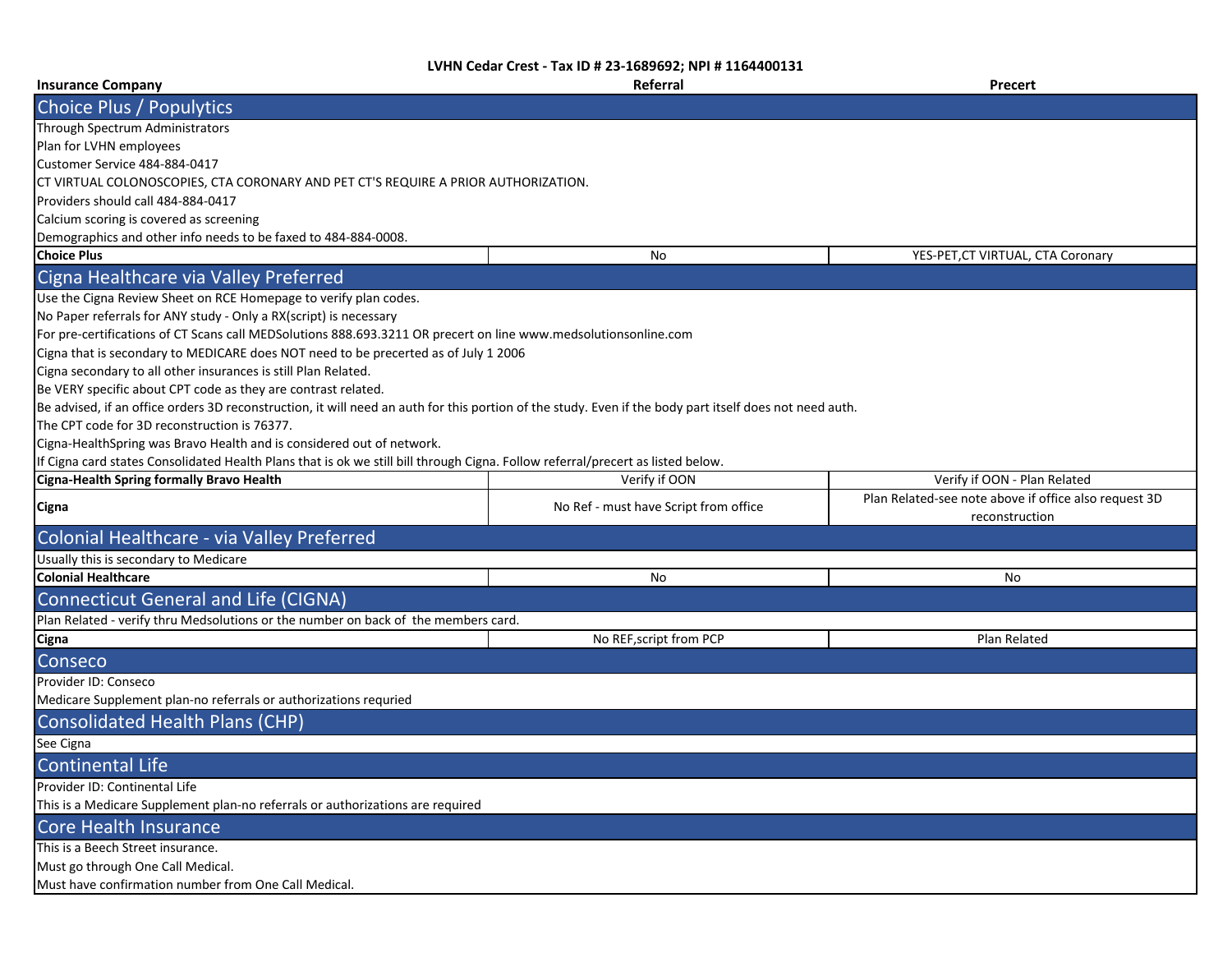**LVHN Cedar Crest - Tax ID # 23-1689692; NPI # 1164400131**

| Insurance Company | Referral | Precert |
|---|---|---|
| **Choice Plus / Populytics** | | |
| Through Spectrum Administrators | | |
| Plan for LVHN employees | | |
| Customer Service 484-884-0417 | | |
| CT VIRTUAL COLONOSCOPIES, CTA CORONARY AND PET CT'S REQUIRE A PRIOR AUTHORIZATION. | | |
| Providers should call 484-884-0417 | | |
| Calcium scoring is covered as screening | | |
| Demographics and other info needs to be faxed to 484-884-0008. | | |
| **Choice Plus** | No | YES-PET,CT VIRTUAL, CTA Coronary |
| **Cigna Healthcare via Valley Preferred** | | |
| Use the Cigna Review Sheet on RCE Homepage to verify plan codes. | | |
| No Paper referrals for ANY study - Only a RX(script) is necessary | | |
| For pre-certifications of CT Scans call MEDSolutions 888.693.3211 OR precert on line www.medsolutionsonline.com | | |
| Cigna that is secondary to MEDICARE does NOT need to be precerted as of July 1 2006 | | |
| Cigna secondary to all other insurances is still Plan Related. | | |
| Be VERY specific about CPT code as they are contrast related. | | |
| Be advised, if an office orders 3D reconstruction, it will need an auth for this portion of the study. Even if the body part itself does not need auth. | | |
| The CPT code for 3D reconstruction is 76377. | | |
| Cigna-HealthSpring was Bravo Health and is considered out of network. | | |
| If Cigna card states Consolidated Health Plans that is ok we still bill through Cigna. Follow referral/precert as listed below. | | |
| **Cigna-Health Spring formally Bravo Health** | Verify if OON | Verify if OON - Plan Related |
| **Cigna** | No Ref - must have Script from office | Plan Related-see note above if office also request 3D reconstruction |
| **Colonial Healthcare - via Valley Preferred** | | |
| Usually this is secondary to Medicare | | |
| **Colonial Healthcare** | No | No |
| **Connecticut General and Life (CIGNA)** | | |
| Plan Related - verify thru Medsolutions or the number on back of the members card. | | |
| **Cigna** | No REF,script from PCP | Plan Related |
| **Conseco** | | |
| Provider ID: Conseco | | |
| Medicare Supplement plan-no referrals or authorizations requried | | |
| **Consolidated Health Plans (CHP)** | | |
| See Cigna | | |
| **Continental Life** | | |
| Provider ID: Continental Life | | |
| This is a Medicare Supplement plan-no referrals or authorizations are required | | |
| **Core Health Insurance** | | |
| This is a Beech Street insurance. | | |
| Must go through One Call Medical. | | |
| Must have confirmation number from One Call Medical. | | |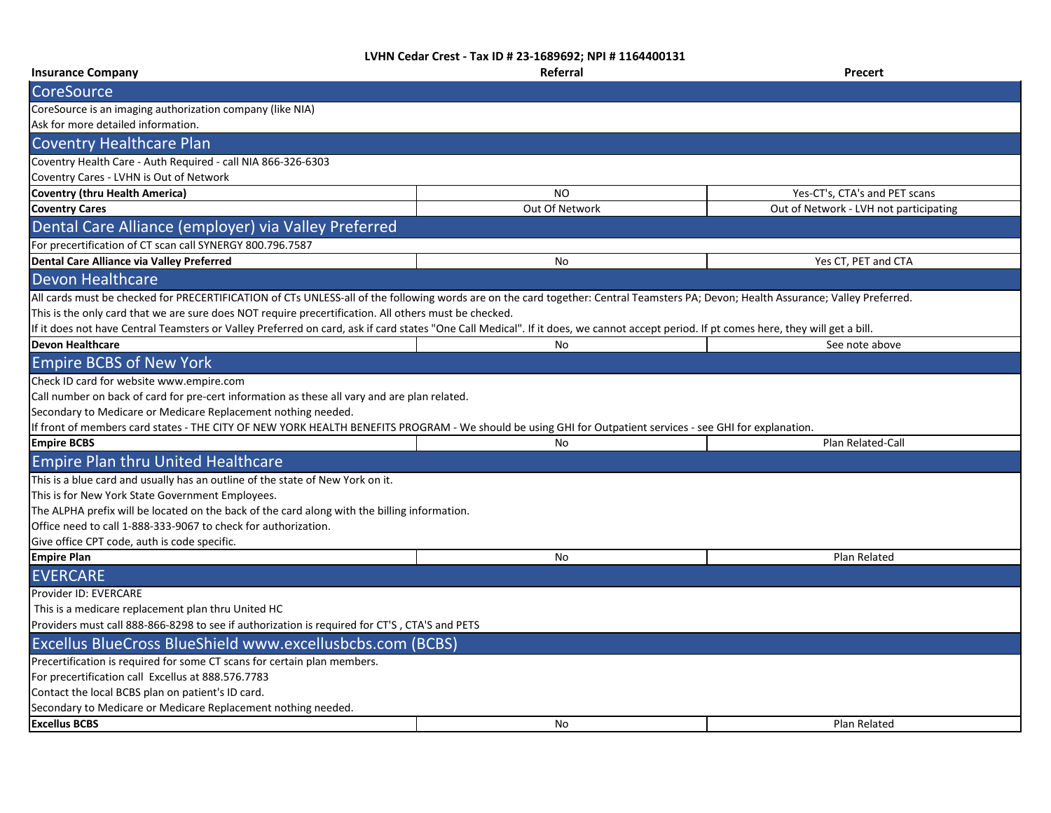**LVHN Cedar Crest - Tax ID # 23-1689692; NPI # 1164400131**

| Insurance Company | Referral | Precert |
|---|---|---|
| **CoreSource** | | |
| CoreSource is an imaging authorization company (like NIA) | | |
| Ask for more detailed information. | | |
| **Coventry Healthcare Plan** | | |
| Coventry Health Care - Auth Required - call NIA 866-326-6303 | | |
| Coventry Cares - LVHN is Out of Network | | |
| **Coventry (thru Health America)** | NO | Yes-CT's, CTA's and PET scans |
| **Coventry Cares** | Out Of Network | Out of Network - LVH not participating |
| **Dental Care Alliance (employer) via Valley Preferred** | | |
| For precertification of CT scan call SYNERGY 800.796.7587 | | |
| **Dental Care Alliance via Valley Preferred** | No | Yes CT, PET and CTA |
| **Devon Healthcare** | | |
| All cards must be checked for PRECERTIFICATION of CTs UNLESS-all of the following words are on the card together: Central Teamsters PA; Devon; Health Assurance; Valley Preferred. | | |
| This is the only card that we are sure does NOT require precertification. All others must be checked. | | |
| If it does not have Central Teamsters or Valley Preferred on card, ask if card states "One Call Medical". If it does, we cannot accept period. If pt comes here, they will get a bill. | | |
| **Devon Healthcare** | No | See note above |
| **Empire BCBS of New York** | | |
| Check ID card for website www.empire.com | | |
| Call number on back of card for pre-cert information as these all vary and are plan related. | | |
| Secondary to Medicare or Medicare Replacement nothing needed. | | |
| If front of members card states - THE CITY OF NEW YORK HEALTH BENEFITS PROGRAM - We should be using GHI for Outpatient services - see GHI for explanation. | | |
| **Empire BCBS** | No | Plan Related-Call |
| **Empire Plan thru United Healthcare** | | |
| This is a blue card and usually has an outline of the state of New York on it. | | |
| This is for New York State Government Employees. | | |
| The ALPHA prefix will be located on the back of the card along with the billing information. | | |
| Office need to call 1-888-333-9067 to check for authorization. | | |
| Give office CPT code, auth is code specific. | | |
| **Empire Plan** | No | Plan Related |
| **EVERCARE** | | |
| Provider ID: EVERCARE | | |
| This is a medicare replacement plan thru United HC | | |
| Providers must call 888-866-8298 to see if authorization is required for CT'S , CTA'S and PETS | | |
| **Excellus BlueCross BlueShield www.excellusbcbs.com (BCBS)** | | |
| Precertification is required for some CT scans for certain plan members. | | |
| For precertification call Excellus at 888.576.7783 | | |
| Contact the local BCBS plan on patient's ID card. | | |
| Secondary to Medicare or Medicare Replacement nothing needed. | | |
| **Excellus BCBS** | No | Plan Related |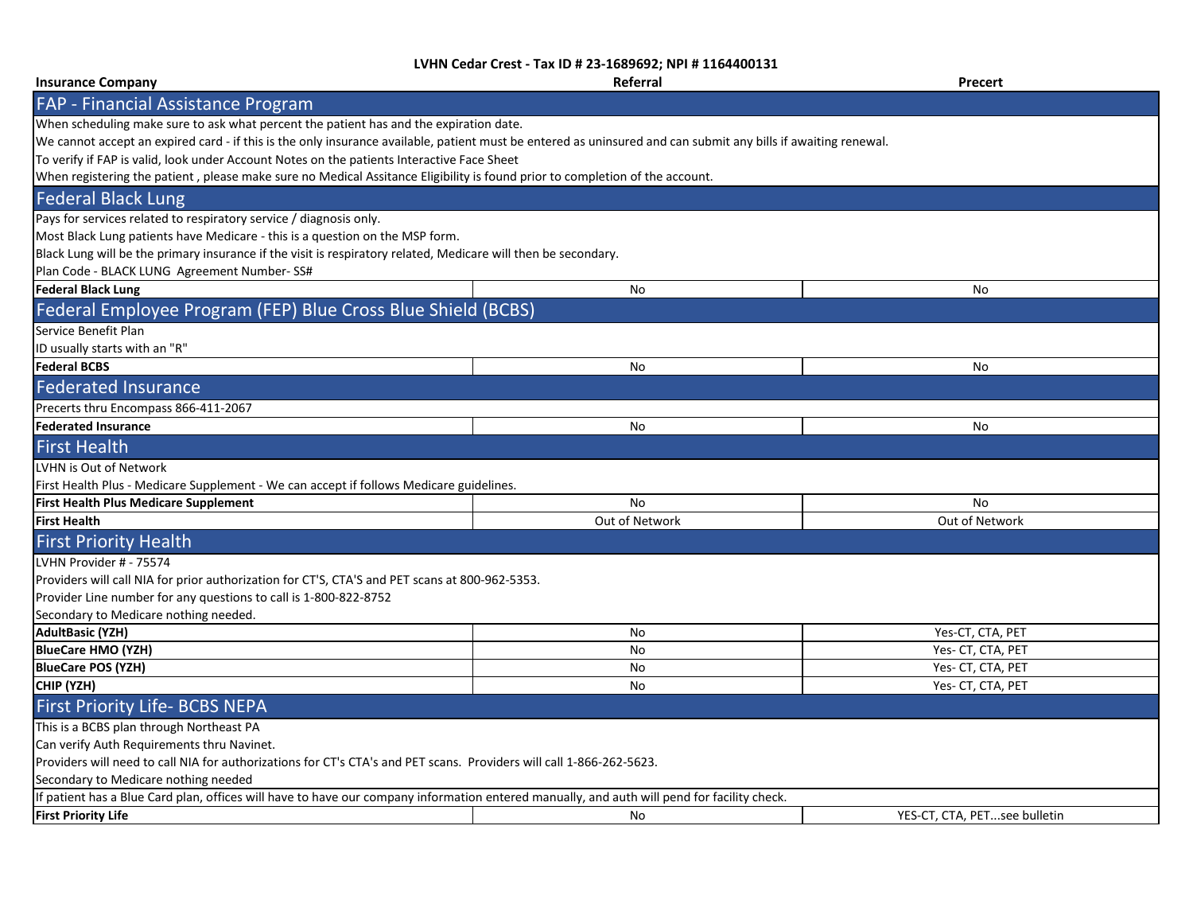**LVHN Cedar Crest - Tax ID # 23-1689692; NPI # 1164400131**

| Insurance Company | Referral | Precert |
|---|---|---|

## FAP - Financial Assistance Program

When scheduling make sure to ask what percent the patient has and the expiration date.

We cannot accept an expired card - if this is the only insurance available, patient must be entered as uninsured and can submit any bills if awaiting renewal.

To verify if FAP is valid, look under Account Notes on the patients Interactive Face Sheet

When registering the patient , please make sure no Medical Assitance Eligibility is found prior to completion of the account.

## Federal Black Lung

Pays for services related to respiratory service / diagnosis only.

Most Black Lung patients have Medicare - this is a question on the MSP form.

Black Lung will be the primary insurance if the visit is respiratory related, Medicare will then be secondary.

Plan Code - BLACK LUNG Agreement Number- SS#

| Insurance Company | Referral | Precert |
|---|---|---|
| **Federal Black Lung** | No | No |

## Federal Employee Program (FEP) Blue Cross Blue Shield (BCBS)

Service Benefit Plan

ID usually starts with an "R"

| Insurance Company | Referral | Precert |
|---|---|---|
| **Federal BCBS** | No | No |

## Federated Insurance

Precerts thru Encompass 866-411-2067

| Insurance Company | Referral | Precert |
|---|---|---|
| **Federated Insurance** | No | No |

## First Health

LVHN is Out of Network

First Health Plus - Medicare Supplement - We can accept if follows Medicare guidelines.

| Insurance Company | Referral | Precert |
|---|---|---|
| **First Health Plus Medicare Supplement** | No | No |
| **First Health** | Out of Network | Out of Network |

## First Priority Health

LVHN Provider # - 75574

Providers will call NIA for prior authorization for CT'S, CTA'S and PET scans at 800-962-5353.

Provider Line number for any questions to call is 1-800-822-8752

Secondary to Medicare nothing needed.

| Insurance Company | Referral | Precert |
|---|---|---|
| **AdultBasic (YZH)** | No | Yes-CT, CTA, PET |
| **BlueCare HMO (YZH)** | No | Yes- CT, CTA, PET |
| **BlueCare POS (YZH)** | No | Yes- CT, CTA, PET |
| **CHIP (YZH)** | No | Yes- CT, CTA, PET |

## First Priority Life- BCBS NEPA

This is a BCBS plan through Northeast PA

Can verify Auth Requirements thru Navinet.

Providers will need to call NIA for authorizations for CT's CTA's and PET scans. Providers will call 1-866-262-5623.

Secondary to Medicare nothing needed

If patient has a Blue Card plan, offices will have to have our company information entered manually, and auth will pend for facility check.

| Insurance Company | Referral | Precert |
|---|---|---|
| **First Priority Life** | No | YES-CT, CTA, PET...see bulletin |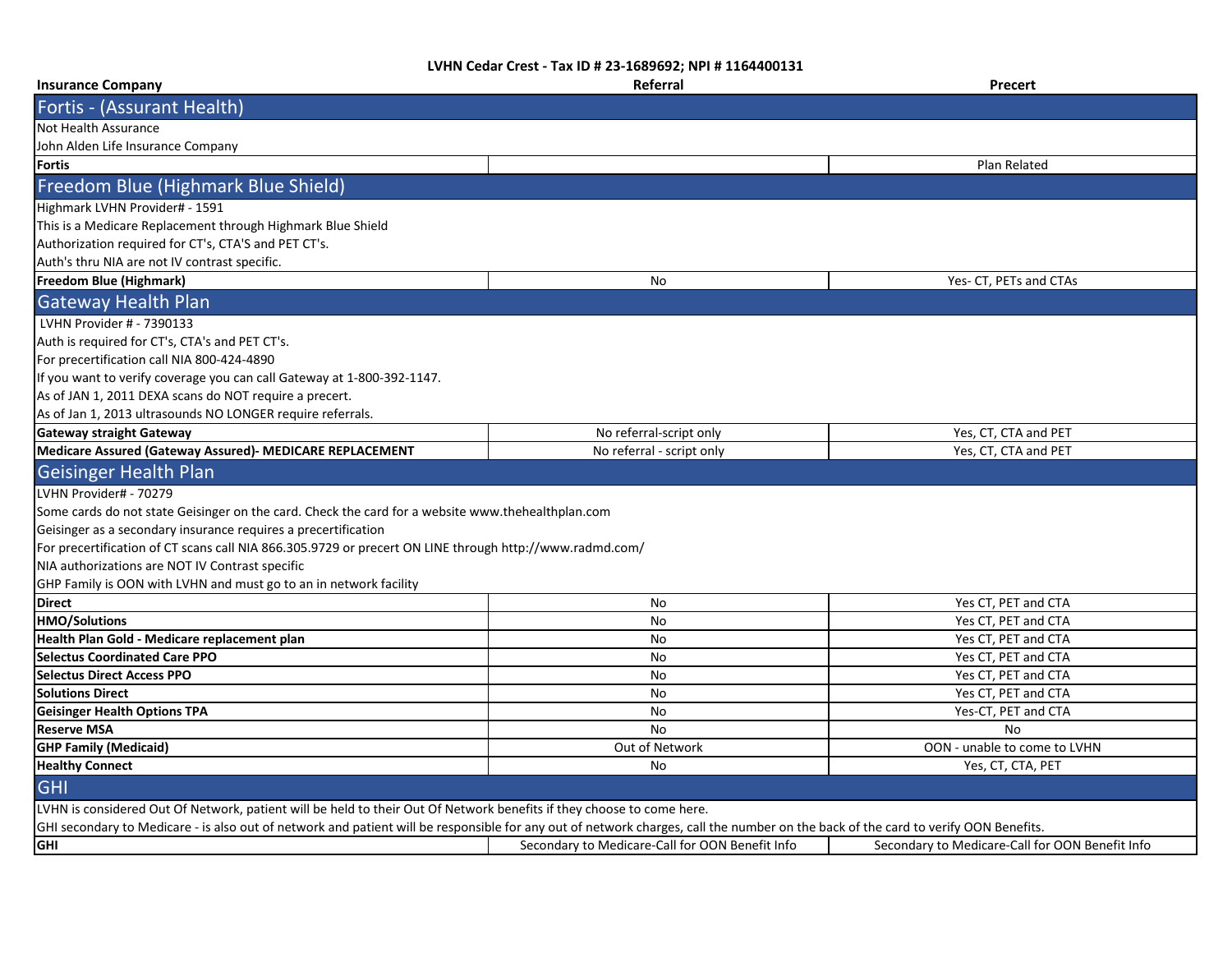**LVHN Cedar Crest - Tax ID # 23-1689692; NPI # 1164400131**

| Insurance Company | Referral | Precert |
|---|---|---|
| **Fortis - (Assurant Health)** | | |
| Not Health Assurance | | |
| John Alden Life Insurance Company | | |
| **Fortis** | | Plan Related |
| **Freedom Blue (Highmark Blue Shield)** | | |
| Highmark LVHN Provider# - 1591 | | |
| This is a Medicare Replacement through Highmark Blue Shield | | |
| Authorization required for CT's, CTA'S and PET CT's. | | |
| Auth's thru NIA are not IV contrast specific. | | |
| **Freedom Blue (Highmark)** | No | Yes- CT, PETs and CTAs |
| **Gateway Health Plan** | | |
| LVHN Provider # - 7390133 | | |
| Auth is required for CT's, CTA's and PET CT's. | | |
| For precertification call NIA 800-424-4890 | | |
| If you want to verify coverage you can call Gateway at 1-800-392-1147. | | |
| As of JAN 1, 2011 DEXA scans do NOT require a precert. | | |
| As of Jan 1, 2013 ultrasounds NO LONGER require referrals. | | |
| **Gateway straight Gateway** | No referral-script only | Yes, CT, CTA and PET |
| **Medicare Assured (Gateway Assured)- MEDICARE REPLACEMENT** | No referral - script only | Yes, CT, CTA and PET |
| **Geisinger Health Plan** | | |
| LVHN Provider# - 70279 | | |
| Some cards do not state Geisinger on the card. Check the card for a website www.thehealthplan.com | | |
| Geisinger as a secondary insurance requires a precertification | | |
| For precertification of CT scans call NIA 866.305.9729 or precert ON LINE through http://www.radmd.com/ | | |
| NIA authorizations are NOT IV Contrast specific | | |
| GHP Family is OON with LVHN and must go to an in network facility | | |
| **Direct** | No | Yes CT, PET and CTA |
| **HMO/Solutions** | No | Yes CT, PET and CTA |
| **Health Plan Gold - Medicare replacement plan** | No | Yes CT, PET and CTA |
| **Selectus Coordinated Care PPO** | No | Yes CT, PET and CTA |
| **Selectus Direct Access PPO** | No | Yes CT, PET and CTA |
| **Solutions Direct** | No | Yes CT, PET and CTA |
| **Geisinger Health Options TPA** | No | Yes-CT, PET and CTA |
| **Reserve MSA** | No | No |
| **GHP Family (Medicaid)** | Out of Network | OON - unable to come to LVHN |
| **Healthy Connect** | No | Yes, CT, CTA, PET |
| **GHI** | | |
| LVHN is considered Out Of Network, patient will be held to their Out Of Network benefits if they choose to come here. | | |
| GHI secondary to Medicare - is also out of network and patient will be responsible for any out of network charges, call the number on the back of the card to verify OON Benefits. | | |
| **GHI** | Secondary to Medicare-Call for OON Benefit Info | Secondary to Medicare-Call for OON Benefit Info |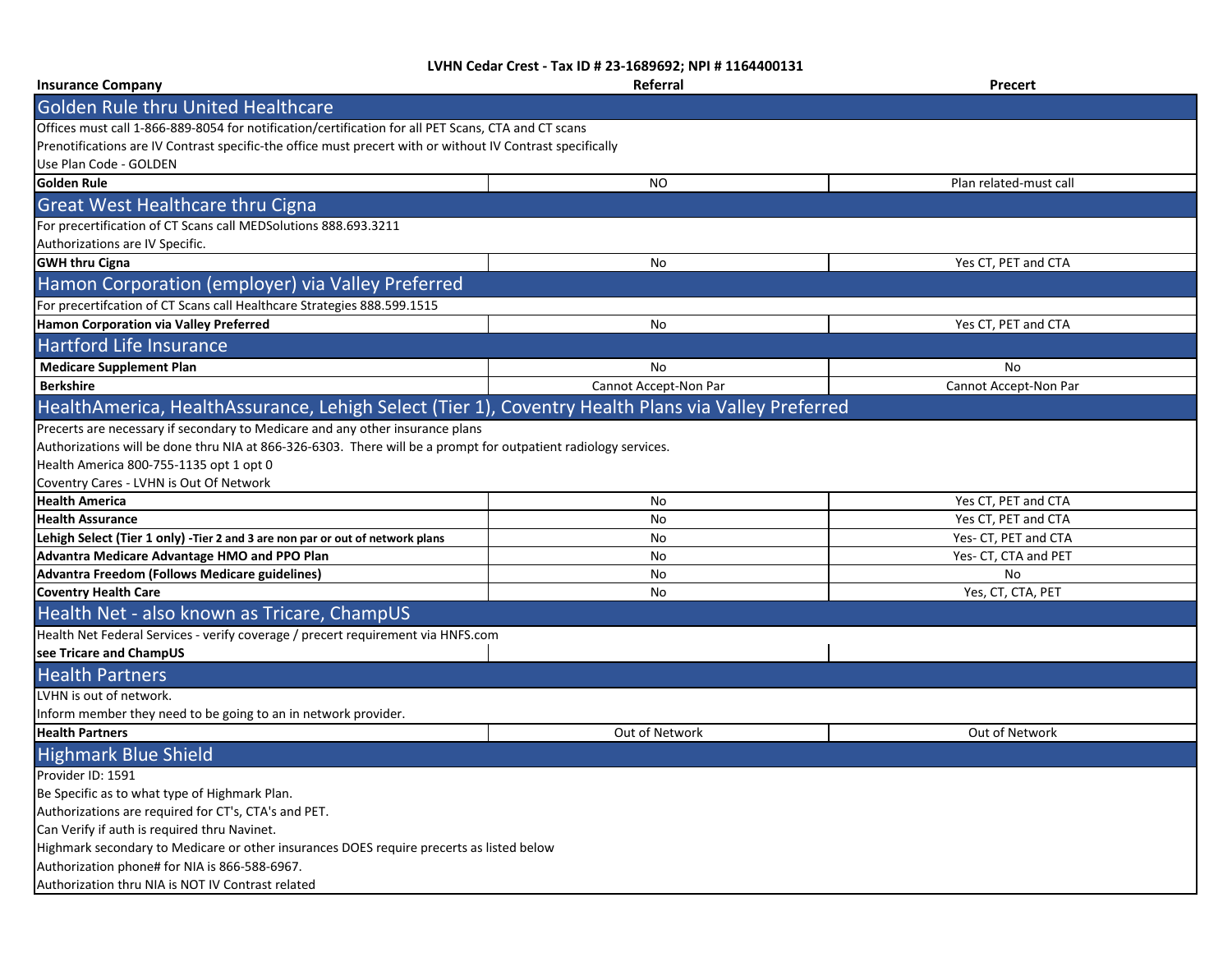**LVHN Cedar Crest - Tax ID # 23-1689692; NPI # 1164400131**

| Insurance Company | Referral | Precert |
|---|---|---|
| **Golden Rule thru United Healthcare** | | |
| Offices must call 1-866-889-8054 for notification/certification for all PET Scans, CTA and CT scans | | |
| Prenotifications are IV Contrast specific-the office must precert with or without IV Contrast specifically | | |
| Use Plan Code - GOLDEN | | |
| **Golden Rule** | NO | Plan related-must call |
| **Great West Healthcare thru Cigna** | | |
| For precertification of CT Scans call MEDSolutions 888.693.3211 | | |
| Authorizations are IV Specific. | | |
| **GWH thru Cigna** | No | Yes CT, PET and CTA |
| **Hamon Corporation (employer) via Valley Preferred** | | |
| For precertifcation of CT Scans call Healthcare Strategies 888.599.1515 | | |
| **Hamon Corporation via Valley Preferred** | No | Yes CT, PET and CTA |
| **Hartford Life Insurance** | | |
| **Medicare Supplement Plan** | No | No |
| **Berkshire** | Cannot Accept-Non Par | Cannot Accept-Non Par |
| **HealthAmerica, HealthAssurance, Lehigh Select (Tier 1), Coventry Health Plans via Valley Preferred** | | |
| Precerts are necessary if secondary to Medicare and any other insurance plans | | |
| Authorizations will be done thru NIA at 866-326-6303. There will be a prompt for outpatient radiology services. | | |
| Health America 800-755-1135 opt 1 opt 0 | | |
| Coventry Cares - LVHN is Out Of Network | | |
| **Health America** | No | Yes CT, PET and CTA |
| **Health Assurance** | No | Yes CT, PET and CTA |
| **Lehigh Select (Tier 1 only) -Tier 2 and 3 are non par or out of network plans** | No | Yes- CT, PET and CTA |
| **Advantra Medicare Advantage HMO and PPO Plan** | No | Yes- CT, CTA and PET |
| **Advantra Freedom (Follows Medicare guidelines)** | No | No |
| **Coventry Health Care** | No | Yes, CT, CTA, PET |
| **Health Net - also known as Tricare, ChampUS** | | |
| Health Net Federal Services - verify coverage / precert requirement via HNFS.com | | |
| **see Tricare and ChampUS** | | |
| **Health Partners** | | |
| LVHN is out of network. | | |
| Inform member they need to be going to an in network provider. | | |
| **Health Partners** | Out of Network | Out of Network |
| **Highmark Blue Shield** | | |
| Provider ID: 1591 | | |
| Be Specific as to what type of Highmark Plan. | | |
| Authorizations are required for CT's, CTA's and PET. | | |
| Can Verify if auth is required thru Navinet. | | |
| Highmark secondary to Medicare or other insurances DOES require precerts as listed below | | |
| Authorization phone# for NIA is 866-588-6967. | | |
| Authorization thru NIA is NOT IV Contrast related | | |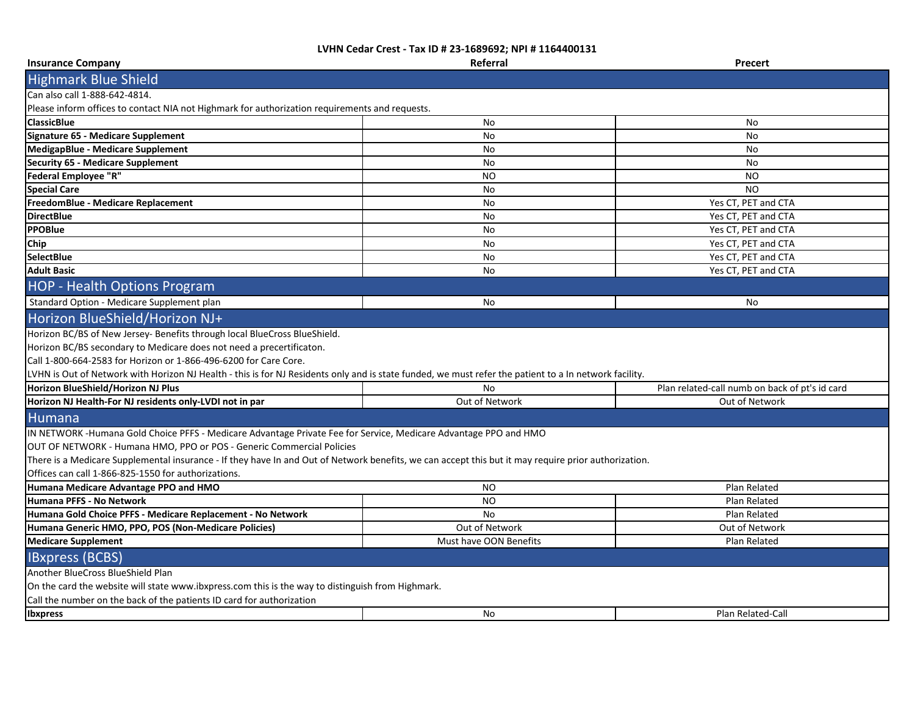**LVHN Cedar Crest - Tax ID # 23-1689692; NPI # 1164400131**

| Insurance Company | Referral | Precert |
|---|---|---|
| **Highmark Blue Shield** | | |
| Can also call 1-888-642-4814. | | |
| Please inform offices to contact NIA not Highmark for authorization requirements and requests. | | |
| **ClassicBlue** | No | No |
| **Signature 65 - Medicare Supplement** | No | No |
| **MedigapBlue - Medicare Supplement** | No | No |
| **Security 65 - Medicare Supplement** | No | No |
| **Federal Employee "R"** | NO | NO |
| **Special Care** | No | NO |
| **FreedomBlue - Medicare Replacement** | No | Yes CT, PET and CTA |
| **DirectBlue** | No | Yes CT, PET and CTA |
| **PPOBlue** | No | Yes CT, PET and CTA |
| **Chip** | No | Yes CT, PET and CTA |
| **SelectBlue** | No | Yes CT, PET and CTA |
| **Adult Basic** | No | Yes CT, PET and CTA |
| **HOP - Health Options Program** | | |
| Standard Option - Medicare Supplement plan | No | No |
| **Horizon BlueShield/Horizon NJ+** | | |
| Horizon BC/BS of New Jersey- Benefits through local BlueCross BlueShield. | | |
| Horizon BC/BS secondary to Medicare does not need a precertificaton. | | |
| Call 1-800-664-2583 for Horizon or 1-866-496-6200 for Care Core. | | |
| LVHN is Out of Network with Horizon NJ Health - this is for NJ Residents only and is state funded, we must refer the patient to a In network facility. | | |
| **Horizon BlueShield/Horizon NJ Plus** | No | Plan related-call numb on back of pt's id card |
| **Horizon NJ Health-For NJ residents only-LVDI not in par** | Out of Network | Out of Network |
| **Humana** | | |
| IN NETWORK -Humana Gold Choice PFFS - Medicare Advantage Private Fee for Service, Medicare Advantage PPO and HMO | | |
| OUT OF NETWORK - Humana HMO, PPO or POS - Generic Commercial Policies | | |
| There is a Medicare Supplemental insurance - If they have In and Out of Network benefits, we can accept this but it may require prior authorization. | | |
| Offices can call 1-866-825-1550 for authorizations. | | |
| **Humana Medicare Advantage PPO and HMO** | NO | Plan Related |
| **Humana PFFS - No Network** | NO | Plan Related |
| **Humana Gold Choice PFFS - Medicare Replacement - No Network** | No | Plan Related |
| **Humana Generic HMO, PPO, POS (Non-Medicare Policies)** | Out of Network | Out of Network |
| **Medicare Supplement** | Must have OON Benefits | Plan Related |
| **IBxpress (BCBS)** | | |
| Another BlueCross BlueShield Plan | | |
| On the card the website will state www.ibxpress.com this is the way to distinguish from Highmark. | | |
| Call the number on the back of the patients ID card for authorization | | |
| **Ibxpress** | No | Plan Related-Call |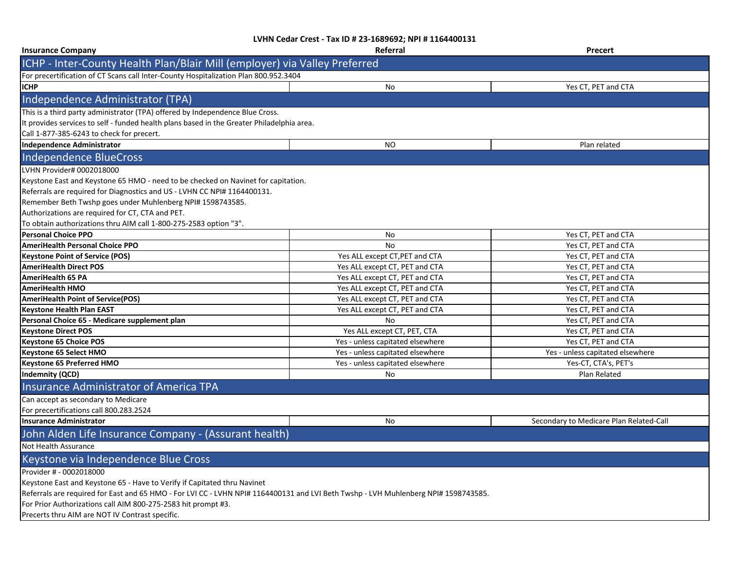**LVHN Cedar Crest - Tax ID # 23-1689692; NPI # 1164400131**

| Insurance Company | Referral | Precert |
|---|---|---|
| **ICHP - Inter-County Health Plan/Blair Mill (employer) via Valley Preferred** | | |
| For precertification of CT Scans call Inter-County Hospitalization Plan 800.952.3404 | | |
| **ICHP** | No | Yes CT, PET and CTA |
| **Independence Administrator (TPA)** | | |
| This is a third party administrator (TPA) offered by Independence Blue Cross. | | |
| It provides services to self - funded health plans based in the Greater Philadelphia area. | | |
| Call 1-877-385-6243 to check for precert. | | |
| **Independence Administrator** | NO | Plan related |
| **Independence BlueCross** | | |
| LVHN Provider# 0002018000 | | |
| Keystone East and Keystone 65 HMO - need to be checked on Navinet for capitation. | | |
| Referrals are required for Diagnostics and US - LVHN CC NPI# 1164400131. | | |
| Remember Beth Twshp goes under Muhlenberg NPI# 1598743585. | | |
| Authorizations are required for CT, CTA and PET. | | |
| To obtain authorizations thru AIM call 1-800-275-2583 option "3". | | |
| **Personal Choice PPO** | No | Yes CT, PET and CTA |
| **AmeriHealth Personal Choice PPO** | No | Yes CT, PET and CTA |
| **Keystone Point of Service (POS)** | Yes ALL except CT,PET and CTA | Yes CT, PET and CTA |
| **AmeriHealth Direct POS** | Yes ALL except CT, PET and CTA | Yes CT, PET and CTA |
| **AmeriHealth 65 PA** | Yes ALL except CT, PET and CTA | Yes CT, PET and CTA |
| **AmeriHealth HMO** | Yes ALL except CT, PET and CTA | Yes CT, PET and CTA |
| **AmeriHealth Point of Service(POS)** | Yes ALL except CT, PET and CTA | Yes CT, PET and CTA |
| **Keystone Health Plan EAST** | Yes ALL except CT, PET and CTA | Yes CT, PET and CTA |
| **Personal Choice 65 - Medicare supplement plan** | No | Yes CT, PET and CTA |
| **Keystone Direct POS** | Yes ALL except CT, PET, CTA | Yes CT, PET and CTA |
| **Keystone 65 Choice POS** | Yes - unless capitated elsewhere | Yes CT, PET and CTA |
| **Keystone 65 Select HMO** | Yes - unless capitated elsewhere | Yes - unless capitated elsewhere |
| **Keystone 65 Preferred HMO** | Yes - unless capitated elsewhere | Yes-CT, CTA's, PET's |
| **Indemnity (QCD)** | No | Plan Related |
| **Insurance Administrator of America TPA** | | |
| Can accept as secondary to Medicare | | |
| For precertifications call 800.283.2524 | | |
| **Insurance Administrator** | No | Secondary to Medicare Plan Related-Call |
| **John Alden Life Insurance Company - (Assurant health)** | | |
| Not Health Assurance | | |
| **Keystone via Independence Blue Cross** | | |
| Provider # - 0002018000 | | |
| Keystone East and Keystone 65 - Have to Verify if Capitated thru Navinet | | |
| Referrals are required for East and 65 HMO - For LVI CC - LVHN NPI# 1164400131 and LVI Beth Twshp - LVH Muhlenberg NPI# 1598743585. | | |
| For Prior Authorizations call AIM 800-275-2583 hit prompt #3. | | |
| Precerts thru AIM are NOT IV Contrast specific. | | |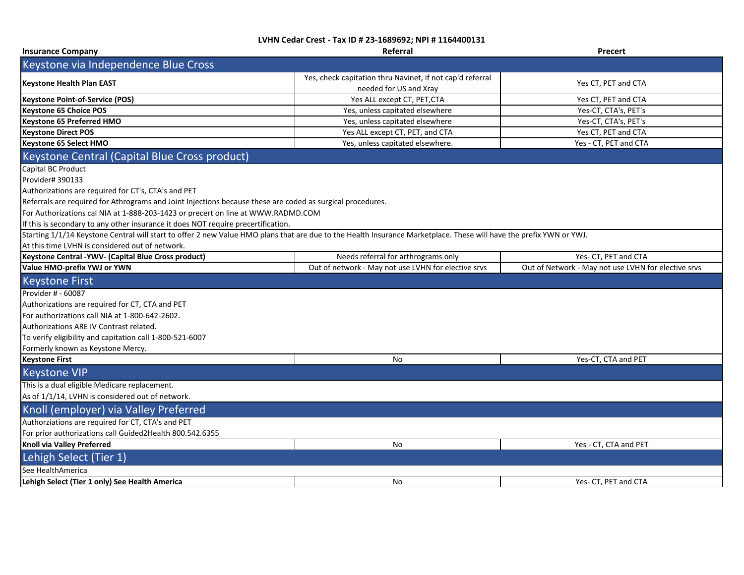**LVHN Cedar Crest - Tax ID # 23-1689692; NPI # 1164400131**

| Insurance Company | Referral | Precert |
|---|---|---|
| **Keystone via Independence Blue Cross** | | |
| **Keystone Health Plan EAST** | Yes, check capitation thru Navinet, if not cap'd referral needed for US and Xray | Yes CT, PET and CTA |
| **Keystone Point-of-Service (POS)** | Yes ALL except CT, PET,CTA | Yes CT, PET and CTA |
| **Keystone 65 Choice POS** | Yes, unless capitated elsewhere | Yes-CT, CTA's, PET's |
| **Keystone 65 Preferred HMO** | Yes, unless capitated elsewhere | Yes-CT, CTA's, PET's |
| **Keystone Direct POS** | Yes ALL except CT, PET, and CTA | Yes CT, PET and CTA |
| **Keystone 65 Select HMO** | Yes, unless capitated elsewhere. | Yes - CT, PET and CTA |
| **Keystone Central (Capital Blue Cross product)** | | |
| Capital BC Product<br>Provider# 390133<br>Authorizations are required for CT's, CTA's and PET<br>Referrals are required for Athrograms and Joint Injections because these are coded as surgical procedures.<br>For Authorizations cal NIA at 1-888-203-1423 or precert on line at WWW.RADMD.COM<br>If this is secondary to any other insurance it does NOT require precertification. | | |
| Starting 1/1/14 Keystone Central will start to offer 2 new Value HMO plans that are due to the Health Insurance Marketplace. These will have the prefix YWN or YWJ.<br>At this time LVHN is considered out of network. | | |
| **Keystone Central -YWV- (Capital Blue Cross product)** | Needs referral for arthrograms only | Yes- CT, PET and CTA |
| **Value HMO-prefix YWJ or YWN** | Out of network - May not use LVHN for elective srvs | Out of Network - May not use LVHN for elective srvs |
| **Keystone First** | | |
| Provider # - 60087<br>Authorizations are required for CT, CTA and PET<br>For authorizations call NIA at 1-800-642-2602.<br>Authorizations ARE IV Contrast related.<br>To verify eligibility and capitation call 1-800-521-6007<br>Formerly known as Keystone Mercy. | | |
| **Keystone First** | No | Yes-CT, CTA and PET |
| **Keystone VIP** | | |
| This is a dual eligible Medicare replacement.<br>As of 1/1/14, LVHN is considered out of network. | | |
| **Knoll (employer) via Valley Preferred** | | |
| Authorziations are required for CT, CTA's and PET<br>For prior authorizations call Guided2Health 800.542.6355 | | |
| **Knoll via Valley Preferred** | No | Yes - CT, CTA and PET |
| **Lehigh Select (Tier 1)** | | |
| See HealthAmerica | | |
| **Lehigh Select (Tier 1 only) See Health America** | No | Yes- CT, PET and CTA |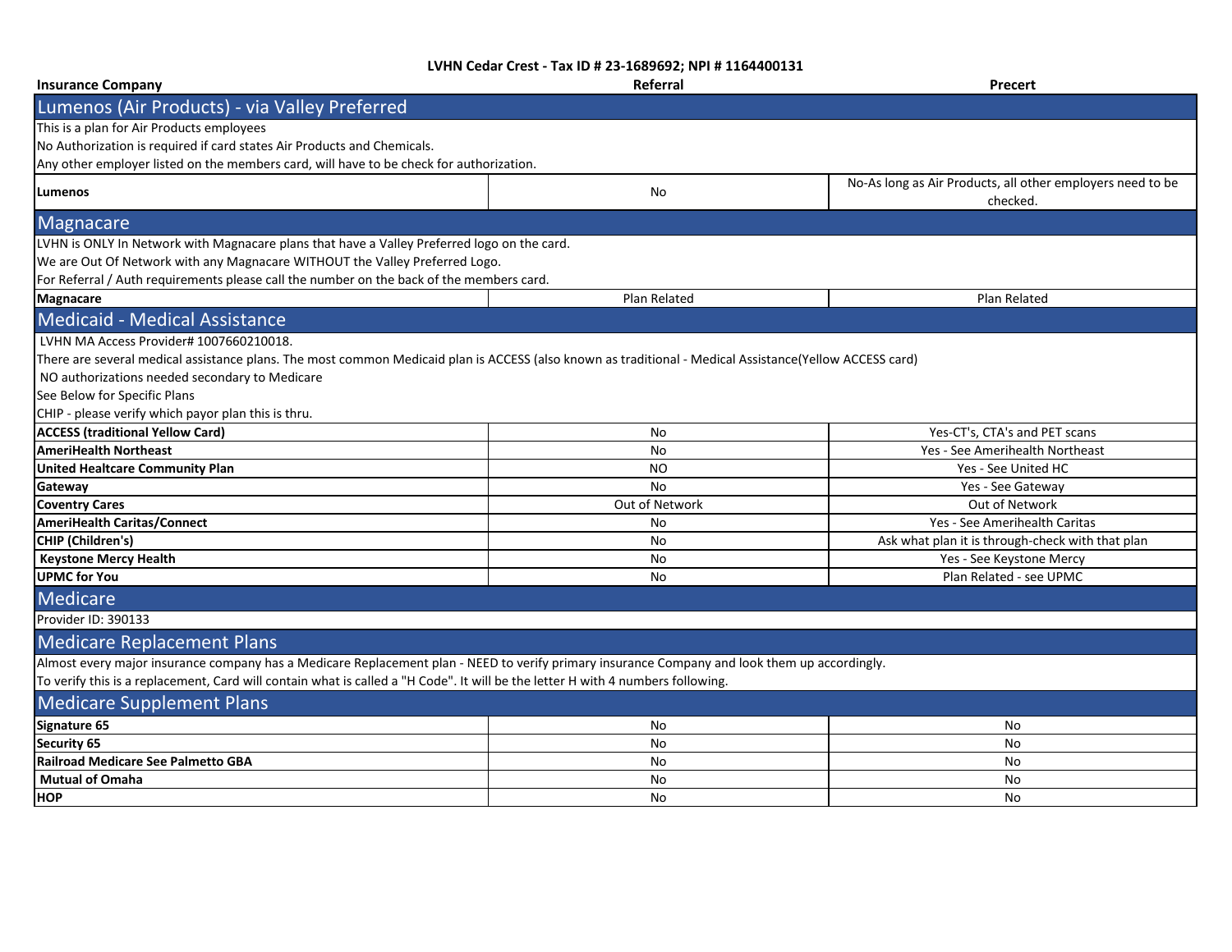**LVHN Cedar Crest - Tax ID # 23-1689692; NPI # 1164400131**

| Insurance Company | Referral | Precert |
|---|---|---|
| **Lumenos (Air Products) - via Valley Preferred** | | |
| This is a plan for Air Products employees | | |
| No Authorization is required if card states Air Products and Chemicals. | | |
| Any other employer listed on the members card, will have to be check for authorization. | | |
| **Lumenos** | No | No-As long as Air Products, all other employers need to be checked. |
| **Magnacare** | | |
| LVHN is ONLY In Network with Magnacare plans that have a Valley Preferred logo on the card. | | |
| We are Out Of Network with any Magnacare WITHOUT the Valley Preferred Logo. | | |
| For Referral / Auth requirements please call the number on the back of the members card. | | |
| **Magnacare** | Plan Related | Plan Related |
| **Medicaid - Medical Assistance** | | |
| LVHN MA Access Provider# 1007660210018. | | |
| There are several medical assistance plans. The most common Medicaid plan is ACCESS (also known as traditional - Medical Assistance(Yellow ACCESS card) | | |
| NO authorizations needed secondary to Medicare | | |
| See Below for Specific Plans | | |
| CHIP - please verify which payor plan this is thru. | | |
| **ACCESS (traditional Yellow Card)** | No | Yes-CT's, CTA's and PET scans |
| **AmeriHealth Northeast** | No | Yes - See Amerihealth Northeast |
| **United Healtcare Community Plan** | NO | Yes - See United HC |
| **Gateway** | No | Yes - See Gateway |
| **Coventry Cares** | Out of Network | Out of Network |
| **AmeriHealth Caritas/Connect** | No | Yes - See Amerihealth Caritas |
| **CHIP (Children's)** | No | Ask what plan it is through-check with that plan |
| **Keystone Mercy Health** | No | Yes - See Keystone Mercy |
| **UPMC for You** | No | Plan Related - see UPMC |
| **Medicare** | | |
| Provider ID: 390133 | | |
| **Medicare Replacement Plans** | | |
| Almost every major insurance company has a Medicare Replacement plan - NEED to verify primary insurance Company and look them up accordingly. | | |
| To verify this is a replacement, Card will contain what is called a "H Code". It will be the letter H with 4 numbers following. | | |
| **Medicare Supplement Plans** | | |
| **Signature 65** | No | No |
| **Security 65** | No | No |
| **Railroad Medicare See Palmetto GBA** | No | No |
| **Mutual of Omaha** | No | No |
| **HOP** | No | No |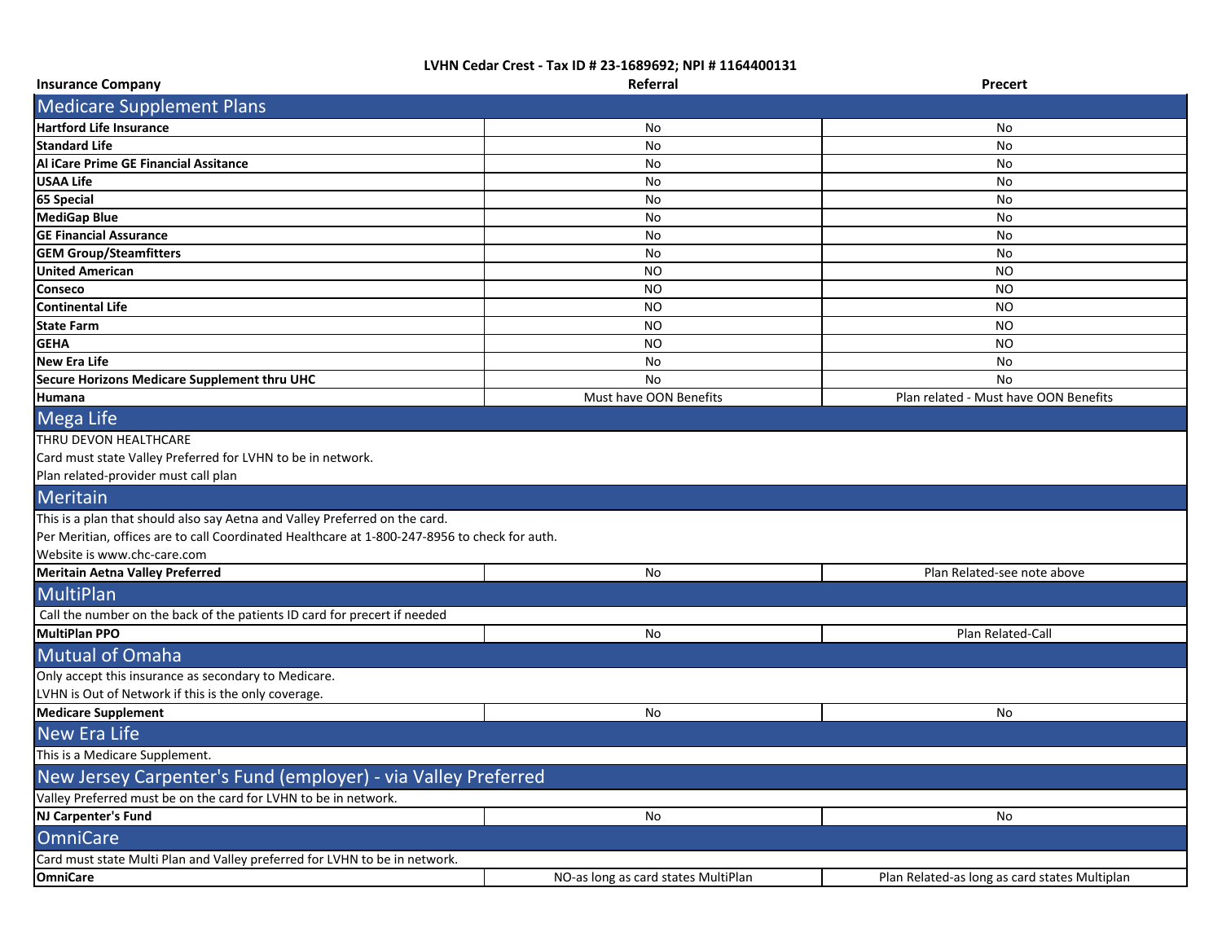**LVHN Cedar Crest - Tax ID # 23-1689692; NPI # 1164400131**

| Insurance Company | Referral | Precert |
|---|---|---|
| **Medicare Supplement Plans** | | |
| **Hartford Life Insurance** | No | No |
| **Standard Life** | No | No |
| **AI iCare Prime GE Financial Assitance** | No | No |
| **USAA Life** | No | No |
| **65 Special** | No | No |
| **MediGap Blue** | No | No |
| **GE Financial Assurance** | No | No |
| **GEM Group/Steamfitters** | No | No |
| **United American** | NO | NO |
| **Conseco** | NO | NO |
| **Continental Life** | NO | NO |
| **State Farm** | NO | NO |
| **GEHA** | NO | NO |
| **New Era Life** | No | No |
| **Secure Horizons Medicare Supplement thru UHC** | No | No |
| **Humana** | Must have OON Benefits | Plan related - Must have OON Benefits |
| **Mega Life** | | |
| THRU DEVON HEALTHCARE | | |
| Card must state Valley Preferred for LVHN to be in network. | | |
| Plan related-provider must call plan | | |
| **Meritain** | | |
| This is a plan that should also say Aetna and Valley Preferred on the card. | | |
| Per Meritian, offices are to call Coordinated Healthcare at 1-800-247-8956 to check for auth. | | |
| Website is www.chc-care.com | | |
| **Meritain Aetna Valley Preferred** | No | Plan Related-see note above |
| **MultiPlan** | | |
| Call the number on the back of the patients ID card for precert if needed | | |
| **MultiPlan PPO** | No | Plan Related-Call |
| **Mutual of Omaha** | | |
| Only accept this insurance as secondary to Medicare. | | |
| LVHN is Out of Network if this is the only coverage. | | |
| **Medicare Supplement** | No | No |
| **New Era Life** | | |
| This is a Medicare Supplement. | | |
| **New Jersey Carpenter's Fund (employer) - via Valley Preferred** | | |
| Valley Preferred must be on the card for LVHN to be in network. | | |
| **NJ Carpenter's Fund** | No | No |
| **OmniCare** | | |
| Card must state Multi Plan and Valley preferred for LVHN to be in network. | | |
| **OmniCare** | NO-as long as card states MultiPlan | Plan Related-as long as card states Multiplan |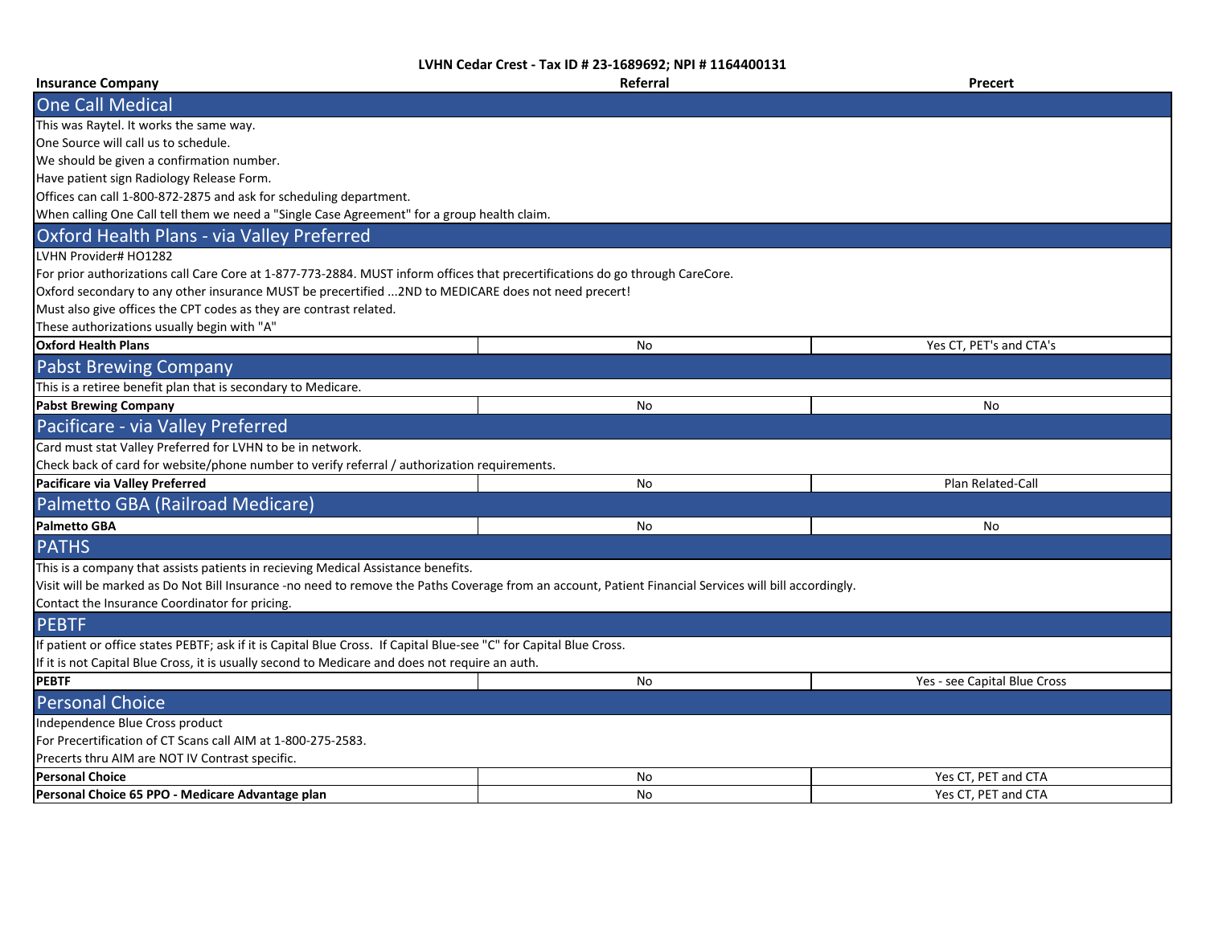**LVHN Cedar Crest - Tax ID # 23-1689692; NPI # 1164400131**

| Insurance Company | Referral | Precert |
|---|---|---|

## One Call Medical

This was Raytel. It works the same way.
One Source will call us to schedule.
We should be given a confirmation number.
Have patient sign Radiology Release Form.
Offices can call 1-800-872-2875 and ask for scheduling department.
When calling One Call tell them we need a "Single Case Agreement" for a group health claim.

## Oxford Health Plans - via Valley Preferred

LVHN Provider# HO1282
For prior authorizations call Care Core at 1-877-773-2884. MUST inform offices that precertifications do go through CareCore.
Oxford secondary to any other insurance MUST be precertified ...2ND to MEDICARE does not need precert!
Must also give offices the CPT codes as they are contrast related.
These authorizations usually begin with "A"

| Insurance Company | Referral | Precert |
|---|---|---|
| **Oxford Health Plans** | No | Yes CT, PET's and CTA's |

## Pabst Brewing Company

This is a retiree benefit plan that is secondary to Medicare.

| Insurance Company | Referral | Precert |
|---|---|---|
| **Pabst Brewing Company** | No | No |

## Pacificare - via Valley Preferred

Card must stat Valley Preferred for LVHN to be in network.
Check back of card for website/phone number to verify referral / authorization requirements.

| Insurance Company | Referral | Precert |
|---|---|---|
| **Pacificare via Valley Preferred** | No | Plan Related-Call |

## Palmetto GBA (Railroad Medicare)

| Insurance Company | Referral | Precert |
|---|---|---|
| **Palmetto GBA** | No | No |

## PATHS

This is a company that assists patients in recieving Medical Assistance benefits.
Visit will be marked as Do Not Bill Insurance -no need to remove the Paths Coverage from an account, Patient Financial Services will bill accordingly.
Contact the Insurance Coordinator for pricing.

## PEBTF

If patient or office states PEBTF; ask if it is Capital Blue Cross. If Capital Blue-see "C" for Capital Blue Cross.
If it is not Capital Blue Cross, it is usually second to Medicare and does not require an auth.

| Insurance Company | Referral | Precert |
|---|---|---|
| **PEBTF** | No | Yes - see Capital Blue Cross |

## Personal Choice

Independence Blue Cross product
For Precertification of CT Scans call AIM at 1-800-275-2583.
Precerts thru AIM are NOT IV Contrast specific.

| Insurance Company | Referral | Precert |
|---|---|---|
| **Personal Choice** | No | Yes CT, PET and CTA |
| **Personal Choice 65 PPO - Medicare Advantage plan** | No | Yes CT, PET and CTA |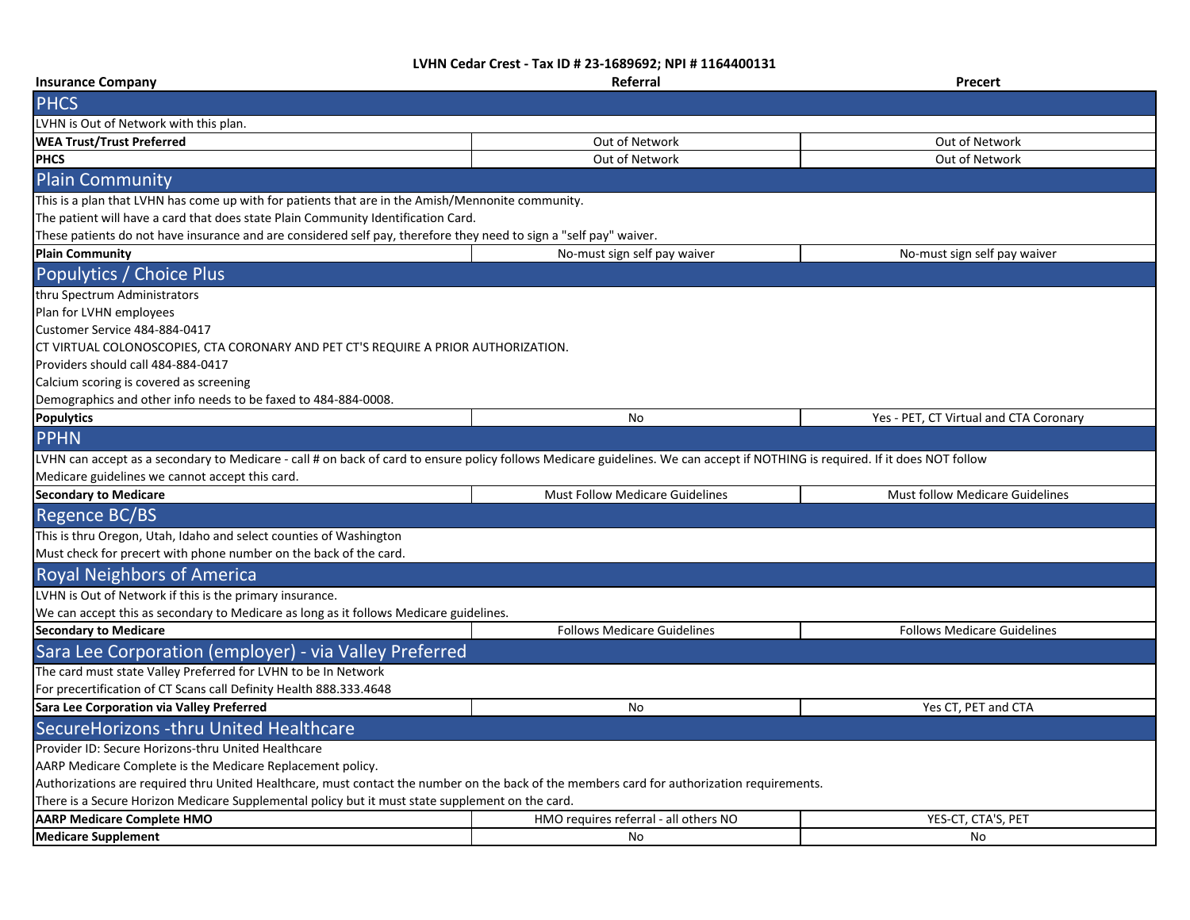**LVHN Cedar Crest - Tax ID # 23-1689692; NPI # 1164400131**

| Insurance Company | Referral | Precert |
|---|---|---|
| **PHCS** | | |
| LVHN is Out of Network with this plan. | | |
| **WEA Trust/Trust Preferred** | Out of Network | Out of Network |
| **PHCS** | Out of Network | Out of Network |
| **Plain Community** | | |
| This is a plan that LVHN has come up with for patients that are in the Amish/Mennonite community. | | |
| The patient will have a card that does state Plain Community Identification Card. | | |
| These patients do not have insurance and are considered self pay, therefore they need to sign a "self pay" waiver. | | |
| **Plain Community** | No-must sign self pay waiver | No-must sign self pay waiver |
| **Populytics / Choice Plus** | | |
| thru Spectrum Administrators | | |
| Plan for LVHN employees | | |
| Customer Service 484-884-0417 | | |
| CT VIRTUAL COLONOSCOPIES, CTA CORONARY AND PET CT'S REQUIRE A PRIOR AUTHORIZATION. | | |
| Providers should call 484-884-0417 | | |
| Calcium scoring is covered as screening | | |
| Demographics and other info needs to be faxed to 484-884-0008. | | |
| **Populytics** | No | Yes - PET, CT Virtual and CTA Coronary |
| **PPHN** | | |
| LVHN can accept as a secondary to Medicare - call # on back of card to ensure policy follows Medicare guidelines. We can accept if NOTHING is required. If it does NOT follow Medicare guidelines we cannot accept this card. | | |
| **Secondary to Medicare** | Must Follow Medicare Guidelines | Must follow Medicare Guidelines |
| **Regence BC/BS** | | |
| This is thru Oregon, Utah, Idaho and select counties of Washington | | |
| Must check for precert with phone number on the back of the card. | | |
| **Royal Neighbors of America** | | |
| LVHN is Out of Network if this is the primary insurance. | | |
| We can accept this as secondary to Medicare as long as it follows Medicare guidelines. | | |
| **Secondary to Medicare** | Follows Medicare Guidelines | Follows Medicare Guidelines |
| **Sara Lee Corporation (employer) - via Valley Preferred** | | |
| The card must state Valley Preferred for LVHN to be In Network | | |
| For precertification of CT Scans call Definity Health 888.333.4648 | | |
| **Sara Lee Corporation via Valley Preferred** | No | Yes CT, PET and CTA |
| **SecureHorizons -thru United Healthcare** | | |
| Provider ID: Secure Horizons-thru United Healthcare | | |
| AARP Medicare Complete is the Medicare Replacement policy. | | |
| Authorizations are required thru United Healthcare, must contact the number on the back of the members card for authorization requirements. | | |
| There is a Secure Horizon Medicare Supplemental policy but it must state supplement on the card. | | |
| **AARP Medicare Complete HMO** | HMO requires referral - all others NO | YES-CT, CTA'S, PET |
| **Medicare Supplement** | No | No |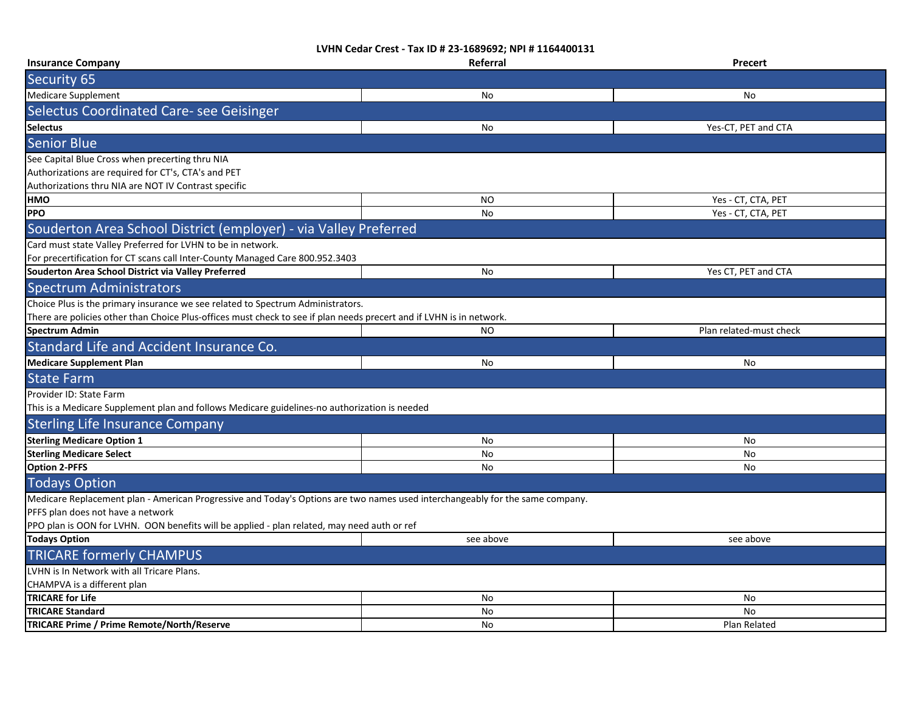**LVHN Cedar Crest - Tax ID # 23-1689692; NPI # 1164400131**

| Insurance Company | Referral | Precert |
|---|---|---|
| **Security 65** | | |
| Medicare Supplement | No | No |
| **Selectus Coordinated Care- see Geisinger** | | |
| **Selectus** | No | Yes-CT, PET and CTA |
| **Senior Blue** | | |
| See Capital Blue Cross when precerting thru NIA<br>Authorizations are required for CT's, CTA's and PET<br>Authorizations thru NIA are NOT IV Contrast specific | | |
| **HMO** | NO | Yes - CT, CTA, PET |
| **PPO** | No | Yes - CT, CTA, PET |
| **Souderton Area School District (employer) - via Valley Preferred** | | |
| Card must state Valley Preferred for LVHN to be in network.<br>For precertification for CT scans call Inter-County Managed Care 800.952.3403 | | |
| **Souderton Area School District via Valley Preferred** | No | Yes CT, PET and CTA |
| **Spectrum Administrators** | | |
| Choice Plus is the primary insurance we see related to Spectrum Administrators.<br>There are policies other than Choice Plus-offices must check to see if plan needs precert and if LVHN is in network. | | |
| **Spectrum Admin** | NO | Plan related-must check |
| **Standard Life and Accident Insurance Co.** | | |
| **Medicare Supplement Plan** | No | No |
| **State Farm** | | |
| Provider ID: State Farm<br>This is a Medicare Supplement plan and follows Medicare guidelines-no authorization is needed | | |
| **Sterling Life Insurance Company** | | |
| **Sterling Medicare Option 1** | No | No |
| **Sterling Medicare Select** | No | No |
| **Option 2-PFFS** | No | No |
| **Todays Option** | | |
| Medicare Replacement plan - American Progressive and Today's Options are two names used interchangeably for the same company.<br>PFFS plan does not have a network<br>PPO plan is OON for LVHN. OON benefits will be applied - plan related, may need auth or ref | | |
| **Todays Option** | see above | see above |
| **TRICARE formerly CHAMPUS** | | |
| LVHN is In Network with all Tricare Plans.<br>CHAMPVA is a different plan | | |
| **TRICARE for Life** | No | No |
| **TRICARE Standard** | No | No |
| **TRICARE Prime / Prime Remote/North/Reserve** | No | Plan Related |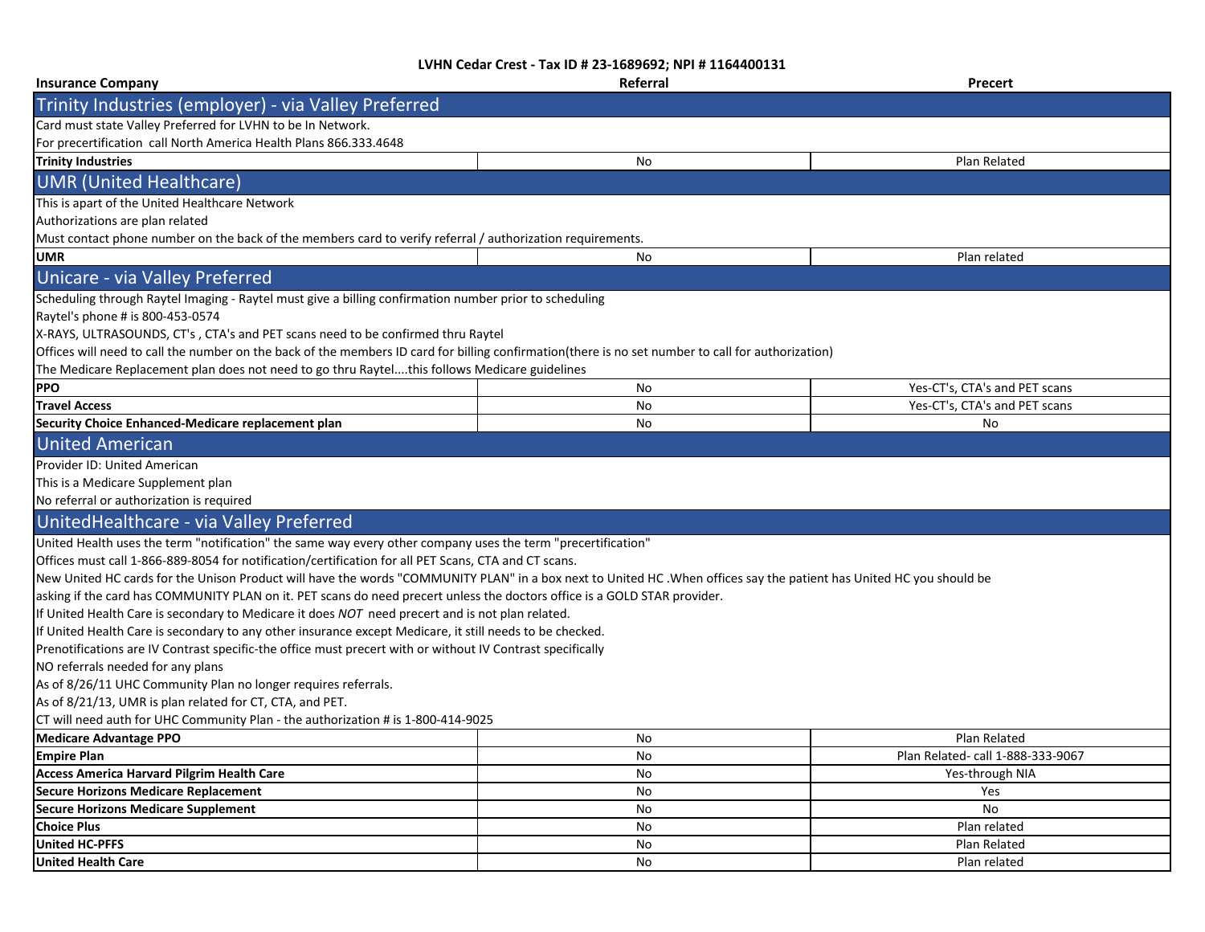**LVHN Cedar Crest - Tax ID # 23-1689692; NPI # 1164400131**

| Insurance Company | Referral | Precert |
|---|---|---|
| **Trinity Industries (employer) - via Valley Preferred** | | |
| Card must state Valley Preferred for LVHN to be In Network. | | |
| For precertification call North America Health Plans 866.333.4648 | | |
| **Trinity Industries** | No | Plan Related |
| **UMR (United Healthcare)** | | |
| This is apart of the United Healthcare Network | | |
| Authorizations are plan related | | |
| Must contact phone number on the back of the members card to verify referral / authorization requirements. | | |
| **UMR** | No | Plan related |
| **Unicare - via Valley Preferred** | | |
| Scheduling through Raytel Imaging - Raytel must give a billing confirmation number prior to scheduling | | |
| Raytel's phone # is 800-453-0574 | | |
| X-RAYS, ULTRASOUNDS, CT's , CTA's and PET scans need to be confirmed thru Raytel | | |
| Offices will need to call the number on the back of the members ID card for billing confirmation(there is no set number to call for authorization) | | |
| The Medicare Replacement plan does not need to go thru Raytel....this follows Medicare guidelines | | |
| **PPO** | No | Yes-CT's, CTA's and PET scans |
| **Travel Access** | No | Yes-CT's, CTA's and PET scans |
| **Security Choice Enhanced-Medicare replacement plan** | No | No |
| **United American** | | |
| Provider ID: United American | | |
| This is a Medicare Supplement plan | | |
| No referral or authorization is required | | |
| **UnitedHealthcare - via Valley Preferred** | | |
| United Health uses the term "notification" the same way every other company uses the term "precertification" | | |
| Offices must call 1-866-889-8054 for notification/certification for all PET Scans, CTA and CT scans. | | |
| New United HC cards for the Unison Product will have the words "COMMUNITY PLAN" in a box next to United HC .When offices say the patient has United HC you should be asking if the card has COMMUNITY PLAN on it. PET scans do need precert unless the doctors office is a GOLD STAR provider. | | |
| If United Health Care is secondary to Medicare it does *NOT* need precert and is not plan related. | | |
| If United Health Care is secondary to any other insurance except Medicare, it still needs to be checked. | | |
| Prenotifications are IV Contrast specific-the office must precert with or without IV Contrast specifically | | |
| NO referrals needed for any plans | | |
| As of 8/26/11 UHC Community Plan no longer requires referrals. | | |
| As of 8/21/13, UMR is plan related for CT, CTA, and PET. | | |
| CT will need auth for UHC Community Plan - the authorization # is 1-800-414-9025 | | |
| **Medicare Advantage PPO** | No | Plan Related |
| **Empire Plan** | No | Plan Related- call 1-888-333-9067 |
| **Access America Harvard Pilgrim Health Care** | No | Yes-through NIA |
| **Secure Horizons Medicare Replacement** | No | Yes |
| **Secure Horizons Medicare Supplement** | No | No |
| **Choice Plus** | No | Plan related |
| **United HC-PFFS** | No | Plan Related |
| **United Health Care** | No | Plan related |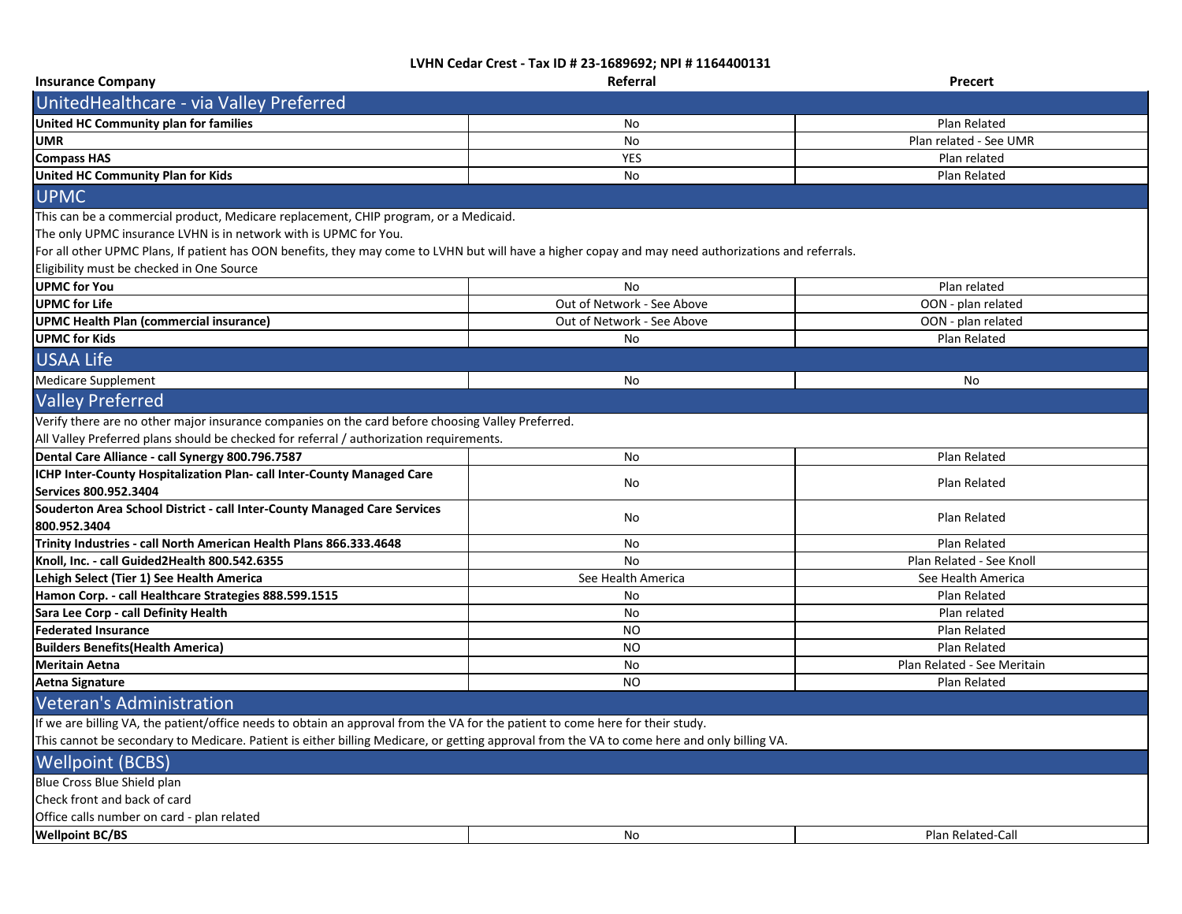**LVHN Cedar Crest - Tax ID # 23-1689692; NPI # 1164400131**

| Insurance Company | Referral | Precert |
|---|---|---|
| **UnitedHealthcare - via Valley Preferred** | | |
| **United HC Community plan for families** | No | Plan Related |
| **UMR** | No | Plan related - See UMR |
| **Compass HAS** | YES | Plan related |
| **United HC Community Plan for Kids** | No | Plan Related |
| **UPMC** | | |
| This can be a commercial product, Medicare replacement, CHIP program, or a Medicaid. | | |
| The only UPMC insurance LVHN is in network with is UPMC for You. | | |
| For all other UPMC Plans, If patient has OON benefits, they may come to LVHN but will have a higher copay and may need authorizations and referrals. | | |
| Eligibility must be checked in One Source | | |
| **UPMC for You** | No | Plan related |
| **UPMC for Life** | Out of Network - See Above | OON - plan related |
| **UPMC Health Plan (commercial insurance)** | Out of Network - See Above | OON - plan related |
| **UPMC for Kids** | No | Plan Related |
| **USAA Life** | | |
| Medicare Supplement | No | No |
| **Valley Preferred** | | |
| Verify there are no other major insurance companies on the card before choosing Valley Preferred. | | |
| All Valley Preferred plans should be checked for referral / authorization requirements. | | |
| **Dental Care Alliance - call Synergy 800.796.7587** | No | Plan Related |
| **ICHP Inter-County Hospitalization Plan- call Inter-County Managed Care Services 800.952.3404** | No | Plan Related |
| **Souderton Area School District - call Inter-County Managed Care Services 800.952.3404** | No | Plan Related |
| **Trinity Industries - call North American Health Plans 866.333.4648** | No | Plan Related |
| **Knoll, Inc. - call Guided2Health 800.542.6355** | No | Plan Related - See Knoll |
| **Lehigh Select (Tier 1) See Health America** | See Health America | See Health America |
| **Hamon Corp. - call Healthcare Strategies 888.599.1515** | No | Plan Related |
| **Sara Lee Corp - call Definity Health** | No | Plan related |
| **Federated Insurance** | NO | Plan Related |
| **Builders Benefits(Health America)** | NO | Plan Related |
| **Meritain Aetna** | No | Plan Related - See Meritain |
| **Aetna Signature** | NO | Plan Related |
| **Veteran's Administration** | | |
| If we are billing VA, the patient/office needs to obtain an approval from the VA for the patient to come here for their study. | | |
| This cannot be secondary to Medicare. Patient is either billing Medicare, or getting approval from the VA to come here and only billing VA. | | |
| **Wellpoint (BCBS)** | | |
| Blue Cross Blue Shield plan | | |
| Check front and back of card | | |
| Office calls number on card - plan related | | |
| **Wellpoint BC/BS** | No | Plan Related-Call |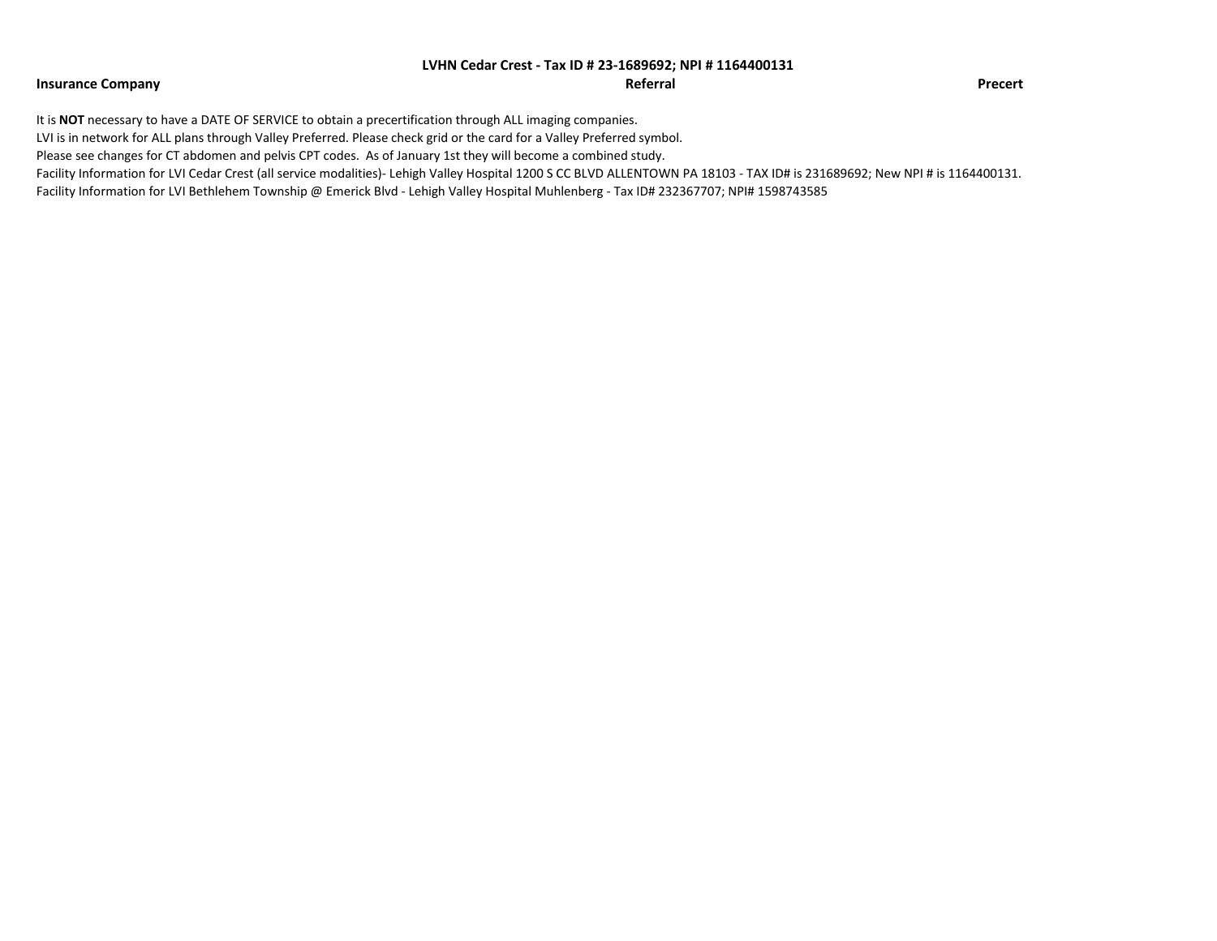**LVHN Cedar Crest - Tax ID # 23-1689692; NPI # 1164400131**

| Insurance Company | Referral | Precert |
|---|---|---|

It is **NOT** necessary to have a DATE OF SERVICE to obtain a precertification through ALL imaging companies.

LVI is in network for ALL plans through Valley Preferred. Please check grid or the card for a Valley Preferred symbol.

Please see changes for CT abdomen and pelvis CPT codes. As of January 1st they will become a combined study.

Facility Information for LVI Cedar Crest (all service modalities)- Lehigh Valley Hospital 1200 S CC BLVD ALLENTOWN PA 18103 - TAX ID# is 231689692; New NPI # is 1164400131.

Facility Information for LVI Bethlehem Township @ Emerick Blvd - Lehigh Valley Hospital Muhlenberg - Tax ID# 232367707; NPI# 1598743585